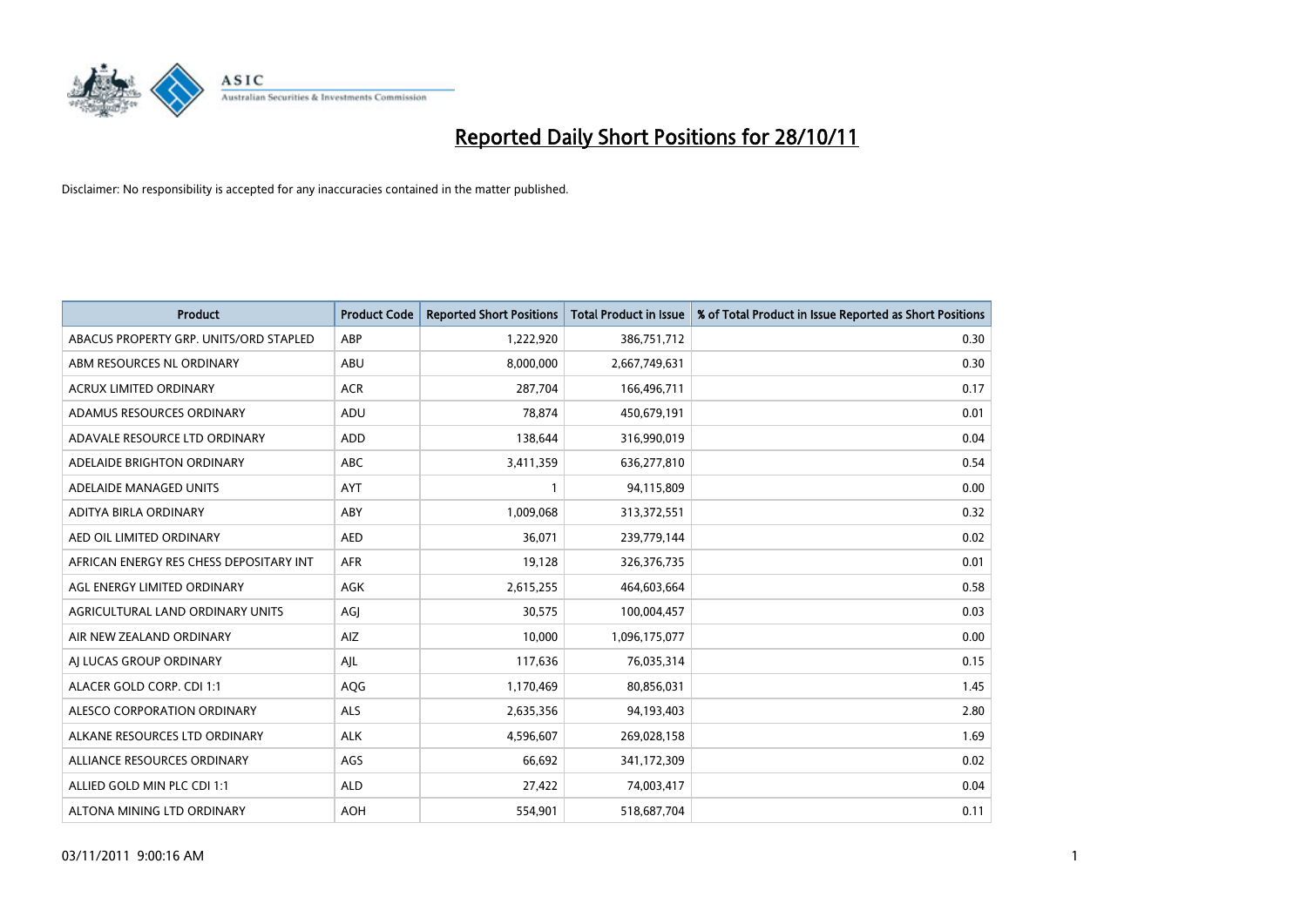# Reported Daily Short Positions for 28/10/11

Disclaimer: No responsibility is accepted for any inaccuracies contained in the matter published.

| Product | Product Code | Reported Short Positions | Total Product in Issue | % of Total Product in Issue Reported as Short Positions |
| --- | --- | --- | --- | --- |
| ABACUS PROPERTY GRP. UNITS/ORD STAPLED | ABP | 1,222,920 | 386,751,712 | 0.30 |
| ABM RESOURCES NL ORDINARY | ABU | 8,000,000 | 2,667,749,631 | 0.30 |
| ACRUX LIMITED ORDINARY | ACR | 287,704 | 166,496,711 | 0.17 |
| ADAMUS RESOURCES ORDINARY | ADU | 78,874 | 450,679,191 | 0.01 |
| ADAVALE RESOURCE LTD ORDINARY | ADD | 138,644 | 316,990,019 | 0.04 |
| ADELAIDE BRIGHTON ORDINARY | ABC | 3,411,359 | 636,277,810 | 0.54 |
| ADELAIDE MANAGED UNITS | AYT | 1 | 94,115,809 | 0.00 |
| ADITYA BIRLA ORDINARY | ABY | 1,009,068 | 313,372,551 | 0.32 |
| AED OIL LIMITED ORDINARY | AED | 36,071 | 239,779,144 | 0.02 |
| AFRICAN ENERGY RES CHESS DEPOSITARY INT | AFR | 19,128 | 326,376,735 | 0.01 |
| AGL ENERGY LIMITED ORDINARY | AGK | 2,615,255 | 464,603,664 | 0.58 |
| AGRICULTURAL LAND ORDINARY UNITS | AGJ | 30,575 | 100,004,457 | 0.03 |
| AIR NEW ZEALAND ORDINARY | AIZ | 10,000 | 1,096,175,077 | 0.00 |
| AJ LUCAS GROUP ORDINARY | AJL | 117,636 | 76,035,314 | 0.15 |
| ALACER GOLD CORP. CDI 1:1 | AQG | 1,170,469 | 80,856,031 | 1.45 |
| ALESCO CORPORATION ORDINARY | ALS | 2,635,356 | 94,193,403 | 2.80 |
| ALKANE RESOURCES LTD ORDINARY | ALK | 4,596,607 | 269,028,158 | 1.69 |
| ALLIANCE RESOURCES ORDINARY | AGS | 66,692 | 341,172,309 | 0.02 |
| ALLIED GOLD MIN PLC CDI 1:1 | ALD | 27,422 | 74,003,417 | 0.04 |
| ALTONA MINING LTD ORDINARY | AOH | 554,901 | 518,687,704 | 0.11 |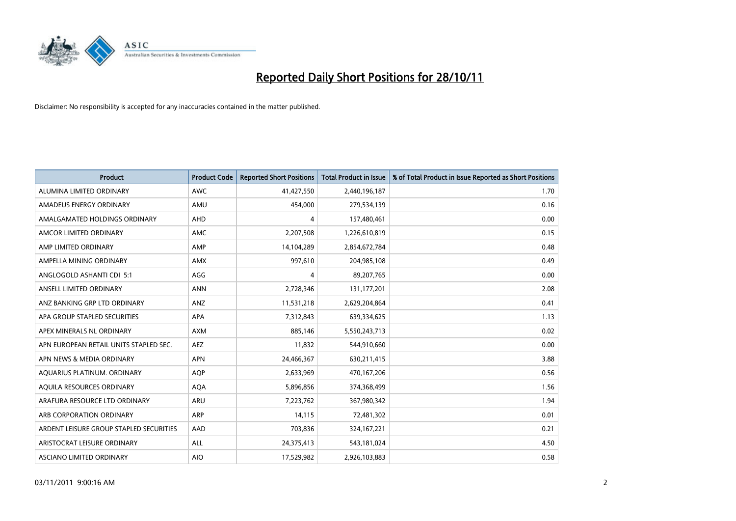# Reported Daily Short Positions for 28/10/11

Disclaimer: No responsibility is accepted for any inaccuracies contained in the matter published.

| Product | Product Code | Reported Short Positions | Total Product in Issue | % of Total Product in Issue Reported as Short Positions |
|---|---|---|---|---|
| ALUMINA LIMITED ORDINARY | AWC | 41,427,550 | 2,440,196,187 | 1.70 |
| AMADEUS ENERGY ORDINARY | AMU | 454,000 | 279,534,139 | 0.16 |
| AMALGAMATED HOLDINGS ORDINARY | AHD | 4 | 157,480,461 | 0.00 |
| AMCOR LIMITED ORDINARY | AMC | 2,207,508 | 1,226,610,819 | 0.15 |
| AMP LIMITED ORDINARY | AMP | 14,104,289 | 2,854,672,784 | 0.48 |
| AMPELLA MINING ORDINARY | AMX | 997,610 | 204,985,108 | 0.49 |
| ANGLOGOLD ASHANTI CDI 5:1 | AGG | 4 | 89,207,765 | 0.00 |
| ANSELL LIMITED ORDINARY | ANN | 2,728,346 | 131,177,201 | 2.08 |
| ANZ BANKING GRP LTD ORDINARY | ANZ | 11,531,218 | 2,629,204,864 | 0.41 |
| APA GROUP STAPLED SECURITIES | APA | 7,312,843 | 639,334,625 | 1.13 |
| APEX MINERALS NL ORDINARY | AXM | 885,146 | 5,550,243,713 | 0.02 |
| APN EUROPEAN RETAIL UNITS STAPLED SEC. | AEZ | 11,832 | 544,910,660 | 0.00 |
| APN NEWS & MEDIA ORDINARY | APN | 24,466,367 | 630,211,415 | 3.88 |
| AQUARIUS PLATINUM. ORDINARY | AQP | 2,633,969 | 470,167,206 | 0.56 |
| AQUILA RESOURCES ORDINARY | AQA | 5,896,856 | 374,368,499 | 1.56 |
| ARAFURA RESOURCE LTD ORDINARY | ARU | 7,223,762 | 367,980,342 | 1.94 |
| ARB CORPORATION ORDINARY | ARP | 14,115 | 72,481,302 | 0.01 |
| ARDENT LEISURE GROUP STAPLED SECURITIES | AAD | 703,836 | 324,167,221 | 0.21 |
| ARISTOCRAT LEISURE ORDINARY | ALL | 24,375,413 | 543,181,024 | 4.50 |
| ASCIANO LIMITED ORDINARY | AIO | 17,529,982 | 2,926,103,883 | 0.58 |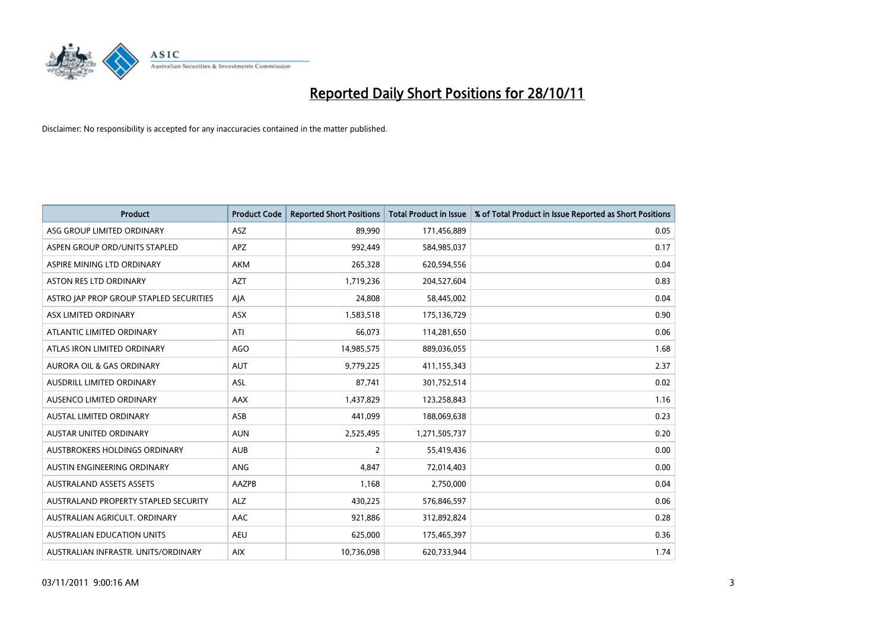# Reported Daily Short Positions for 28/10/11

Disclaimer: No responsibility is accepted for any inaccuracies contained in the matter published.

| Product | Product Code | Reported Short Positions | Total Product in Issue | % of Total Product in Issue Reported as Short Positions |
|---|---|---|---|---|
| ASG GROUP LIMITED ORDINARY | ASZ | 89,990 | 171,456,889 | 0.05 |
| ASPEN GROUP ORD/UNITS STAPLED | APZ | 992,449 | 584,985,037 | 0.17 |
| ASPIRE MINING LTD ORDINARY | AKM | 265,328 | 620,594,556 | 0.04 |
| ASTON RES LTD ORDINARY | AZT | 1,719,236 | 204,527,604 | 0.83 |
| ASTRO JAP PROP GROUP STAPLED SECURITIES | AJA | 24,808 | 58,445,002 | 0.04 |
| ASX LIMITED ORDINARY | ASX | 1,583,518 | 175,136,729 | 0.90 |
| ATLANTIC LIMITED ORDINARY | ATI | 66,073 | 114,281,650 | 0.06 |
| ATLAS IRON LIMITED ORDINARY | AGO | 14,985,575 | 889,036,055 | 1.68 |
| AURORA OIL & GAS ORDINARY | AUT | 9,779,225 | 411,155,343 | 2.37 |
| AUSDRILL LIMITED ORDINARY | ASL | 87,741 | 301,752,514 | 0.02 |
| AUSENCO LIMITED ORDINARY | AAX | 1,437,829 | 123,258,843 | 1.16 |
| AUSTAL LIMITED ORDINARY | ASB | 441,099 | 188,069,638 | 0.23 |
| AUSTAR UNITED ORDINARY | AUN | 2,525,495 | 1,271,505,737 | 0.20 |
| AUSTBROKERS HOLDINGS ORDINARY | AUB | 2 | 55,419,436 | 0.00 |
| AUSTIN ENGINEERING ORDINARY | ANG | 4,847 | 72,014,403 | 0.00 |
| AUSTRALAND ASSETS ASSETS | AAZPB | 1,168 | 2,750,000 | 0.04 |
| AUSTRALAND PROPERTY STAPLED SECURITY | ALZ | 430,225 | 576,846,597 | 0.06 |
| AUSTRALIAN AGRICULT. ORDINARY | AAC | 921,886 | 312,892,824 | 0.28 |
| AUSTRALIAN EDUCATION UNITS | AEU | 625,000 | 175,465,397 | 0.36 |
| AUSTRALIAN INFRASTR. UNITS/ORDINARY | AIX | 10,736,098 | 620,733,944 | 1.74 |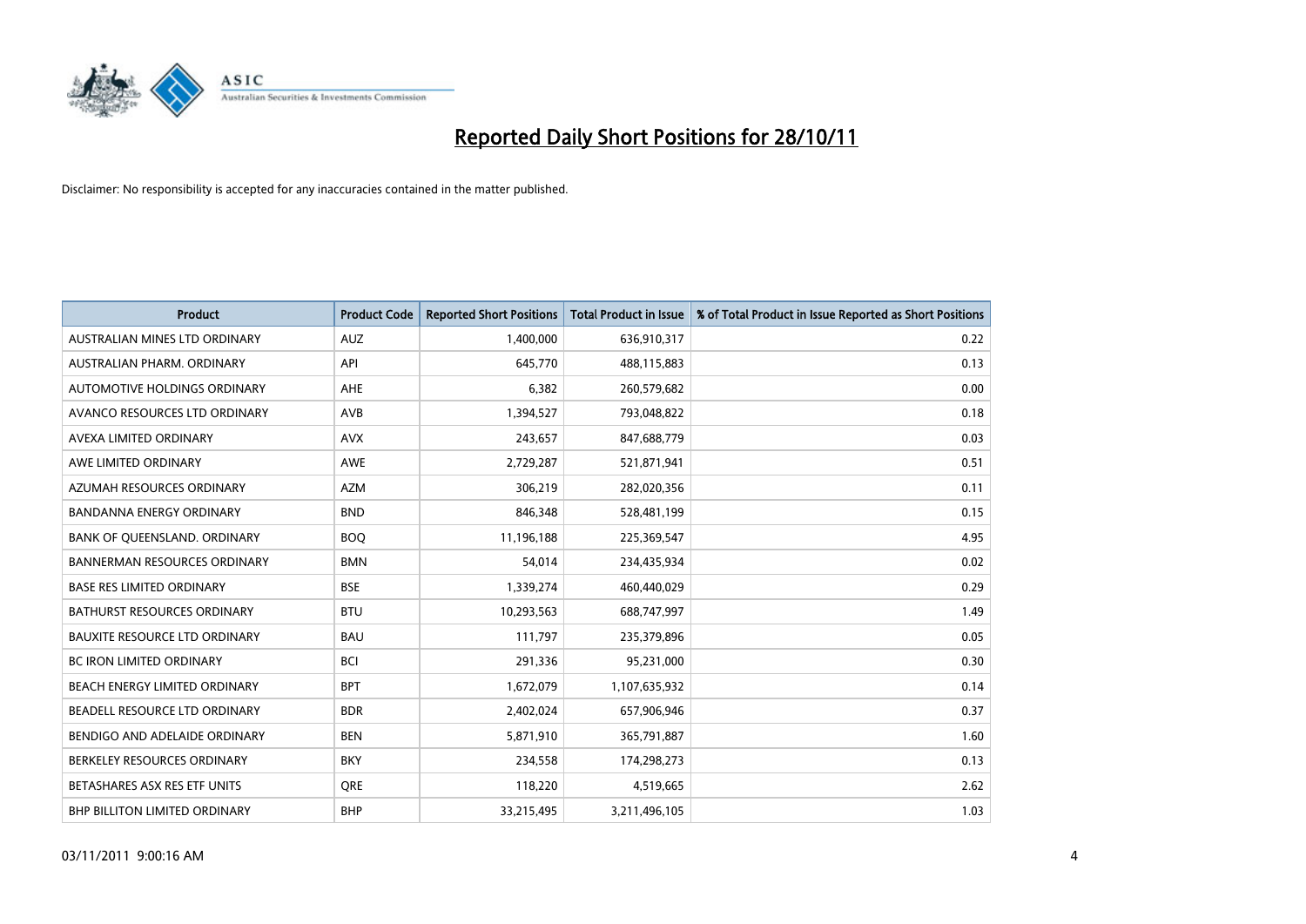# Reported Daily Short Positions for 28/10/11

Disclaimer: No responsibility is accepted for any inaccuracies contained in the matter published.

| Product | Product Code | Reported Short Positions | Total Product in Issue | % of Total Product in Issue Reported as Short Positions |
|---|---|---|---|---|
| AUSTRALIAN MINES LTD ORDINARY | AUZ | 1,400,000 | 636,910,317 | 0.22 |
| AUSTRALIAN PHARM. ORDINARY | API | 645,770 | 488,115,883 | 0.13 |
| AUTOMOTIVE HOLDINGS ORDINARY | AHE | 6,382 | 260,579,682 | 0.00 |
| AVANCO RESOURCES LTD ORDINARY | AVB | 1,394,527 | 793,048,822 | 0.18 |
| AVEXA LIMITED ORDINARY | AVX | 243,657 | 847,688,779 | 0.03 |
| AWE LIMITED ORDINARY | AWE | 2,729,287 | 521,871,941 | 0.51 |
| AZUMAH RESOURCES ORDINARY | AZM | 306,219 | 282,020,356 | 0.11 |
| BANDANNA ENERGY ORDINARY | BND | 846,348 | 528,481,199 | 0.15 |
| BANK OF QUEENSLAND. ORDINARY | BOQ | 11,196,188 | 225,369,547 | 4.95 |
| BANNERMAN RESOURCES ORDINARY | BMN | 54,014 | 234,435,934 | 0.02 |
| BASE RES LIMITED ORDINARY | BSE | 1,339,274 | 460,440,029 | 0.29 |
| BATHURST RESOURCES ORDINARY | BTU | 10,293,563 | 688,747,997 | 1.49 |
| BAUXITE RESOURCE LTD ORDINARY | BAU | 111,797 | 235,379,896 | 0.05 |
| BC IRON LIMITED ORDINARY | BCI | 291,336 | 95,231,000 | 0.30 |
| BEACH ENERGY LIMITED ORDINARY | BPT | 1,672,079 | 1,107,635,932 | 0.14 |
| BEADELL RESOURCE LTD ORDINARY | BDR | 2,402,024 | 657,906,946 | 0.37 |
| BENDIGO AND ADELAIDE ORDINARY | BEN | 5,871,910 | 365,791,887 | 1.60 |
| BERKELEY RESOURCES ORDINARY | BKY | 234,558 | 174,298,273 | 0.13 |
| BETASHARES ASX RES ETF UNITS | QRE | 118,220 | 4,519,665 | 2.62 |
| BHP BILLITON LIMITED ORDINARY | BHP | 33,215,495 | 3,211,496,105 | 1.03 |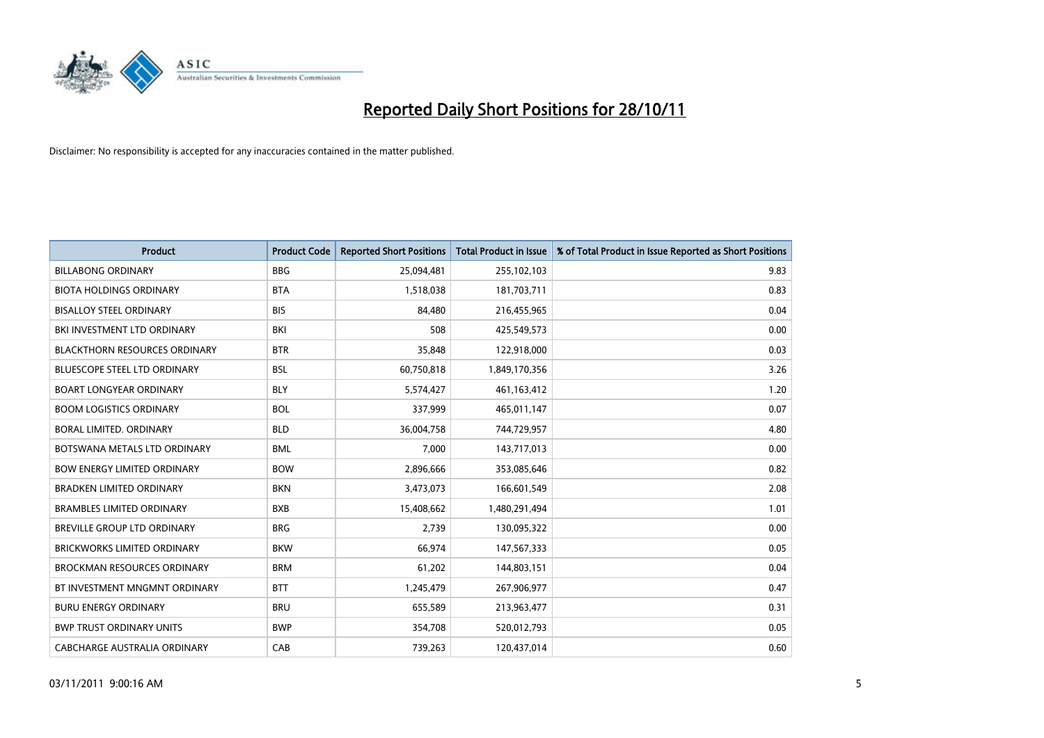# Reported Daily Short Positions for 28/10/11

Disclaimer: No responsibility is accepted for any inaccuracies contained in the matter published.

| Product | Product Code | Reported Short Positions | Total Product in Issue | % of Total Product in Issue Reported as Short Positions |
|---|---|---|---|---|
| BILLABONG ORDINARY | BBG | 25,094,481 | 255,102,103 | 9.83 |
| BIOTA HOLDINGS ORDINARY | BTA | 1,518,038 | 181,703,711 | 0.83 |
| BISALLOY STEEL ORDINARY | BIS | 84,480 | 216,455,965 | 0.04 |
| BKI INVESTMENT LTD ORDINARY | BKI | 508 | 425,549,573 | 0.00 |
| BLACKTHORN RESOURCES ORDINARY | BTR | 35,848 | 122,918,000 | 0.03 |
| BLUESCOPE STEEL LTD ORDINARY | BSL | 60,750,818 | 1,849,170,356 | 3.26 |
| BOART LONGYEAR ORDINARY | BLY | 5,574,427 | 461,163,412 | 1.20 |
| BOOM LOGISTICS ORDINARY | BOL | 337,999 | 465,011,147 | 0.07 |
| BORAL LIMITED. ORDINARY | BLD | 36,004,758 | 744,729,957 | 4.80 |
| BOTSWANA METALS LTD ORDINARY | BML | 7,000 | 143,717,013 | 0.00 |
| BOW ENERGY LIMITED ORDINARY | BOW | 2,896,666 | 353,085,646 | 0.82 |
| BRADKEN LIMITED ORDINARY | BKN | 3,473,073 | 166,601,549 | 2.08 |
| BRAMBLES LIMITED ORDINARY | BXB | 15,408,662 | 1,480,291,494 | 1.01 |
| BREVILLE GROUP LTD ORDINARY | BRG | 2,739 | 130,095,322 | 0.00 |
| BRICKWORKS LIMITED ORDINARY | BKW | 66,974 | 147,567,333 | 0.05 |
| BROCKMAN RESOURCES ORDINARY | BRM | 61,202 | 144,803,151 | 0.04 |
| BT INVESTMENT MNGMNT ORDINARY | BTT | 1,245,479 | 267,906,977 | 0.47 |
| BURU ENERGY ORDINARY | BRU | 655,589 | 213,963,477 | 0.31 |
| BWP TRUST ORDINARY UNITS | BWP | 354,708 | 520,012,793 | 0.05 |
| CABCHARGE AUSTRALIA ORDINARY | CAB | 739,263 | 120,437,014 | 0.60 |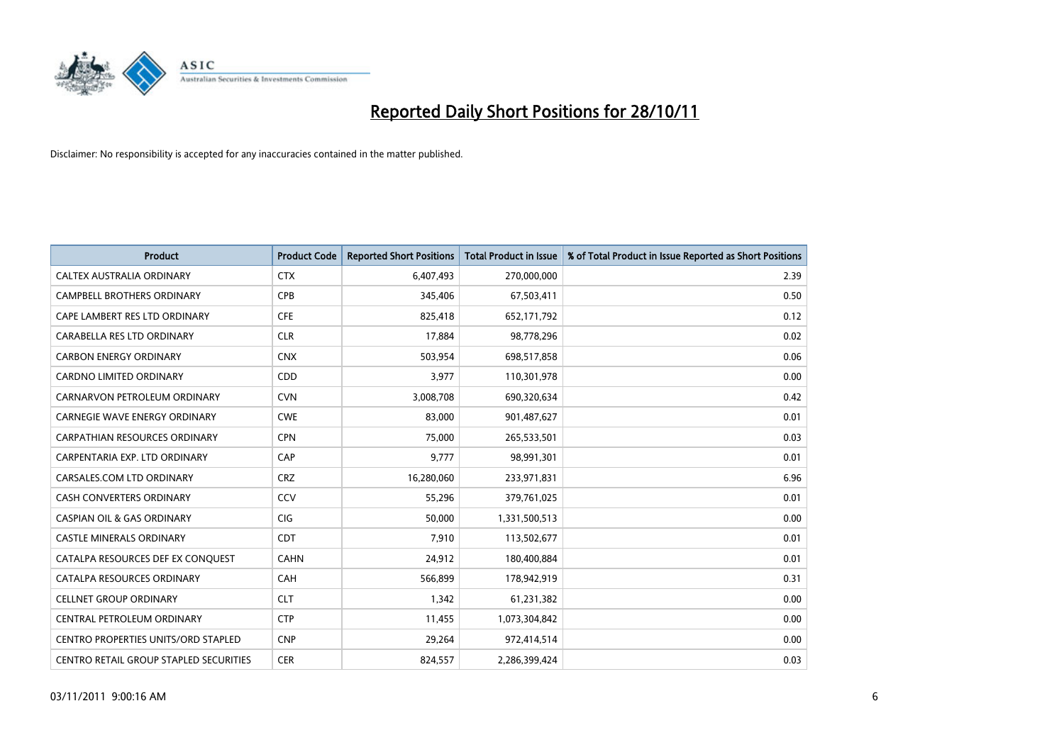# Reported Daily Short Positions for 28/10/11

Disclaimer: No responsibility is accepted for any inaccuracies contained in the matter published.

| Product | Product Code | Reported Short Positions | Total Product in Issue | % of Total Product in Issue Reported as Short Positions |
|---|---|---|---|---|
| CALTEX AUSTRALIA ORDINARY | CTX | 6,407,493 | 270,000,000 | 2.39 |
| CAMPBELL BROTHERS ORDINARY | CPB | 345,406 | 67,503,411 | 0.50 |
| CAPE LAMBERT RES LTD ORDINARY | CFE | 825,418 | 652,171,792 | 0.12 |
| CARABELLA RES LTD ORDINARY | CLR | 17,884 | 98,778,296 | 0.02 |
| CARBON ENERGY ORDINARY | CNX | 503,954 | 698,517,858 | 0.06 |
| CARDNO LIMITED ORDINARY | CDD | 3,977 | 110,301,978 | 0.00 |
| CARNARVON PETROLEUM ORDINARY | CVN | 3,008,708 | 690,320,634 | 0.42 |
| CARNEGIE WAVE ENERGY ORDINARY | CWE | 83,000 | 901,487,627 | 0.01 |
| CARPATHIAN RESOURCES ORDINARY | CPN | 75,000 | 265,533,501 | 0.03 |
| CARPENTARIA EXP. LTD ORDINARY | CAP | 9,777 | 98,991,301 | 0.01 |
| CARSALES.COM LTD ORDINARY | CRZ | 16,280,060 | 233,971,831 | 6.96 |
| CASH CONVERTERS ORDINARY | CCV | 55,296 | 379,761,025 | 0.01 |
| CASPIAN OIL & GAS ORDINARY | CIG | 50,000 | 1,331,500,513 | 0.00 |
| CASTLE MINERALS ORDINARY | CDT | 7,910 | 113,502,677 | 0.01 |
| CATALPA RESOURCES DEF EX CONQUEST | CAHN | 24,912 | 180,400,884 | 0.01 |
| CATALPA RESOURCES ORDINARY | CAH | 566,899 | 178,942,919 | 0.31 |
| CELLNET GROUP ORDINARY | CLT | 1,342 | 61,231,382 | 0.00 |
| CENTRAL PETROLEUM ORDINARY | CTP | 11,455 | 1,073,304,842 | 0.00 |
| CENTRO PROPERTIES UNITS/ORD STAPLED | CNP | 29,264 | 972,414,514 | 0.00 |
| CENTRO RETAIL GROUP STAPLED SECURITIES | CER | 824,557 | 2,286,399,424 | 0.03 |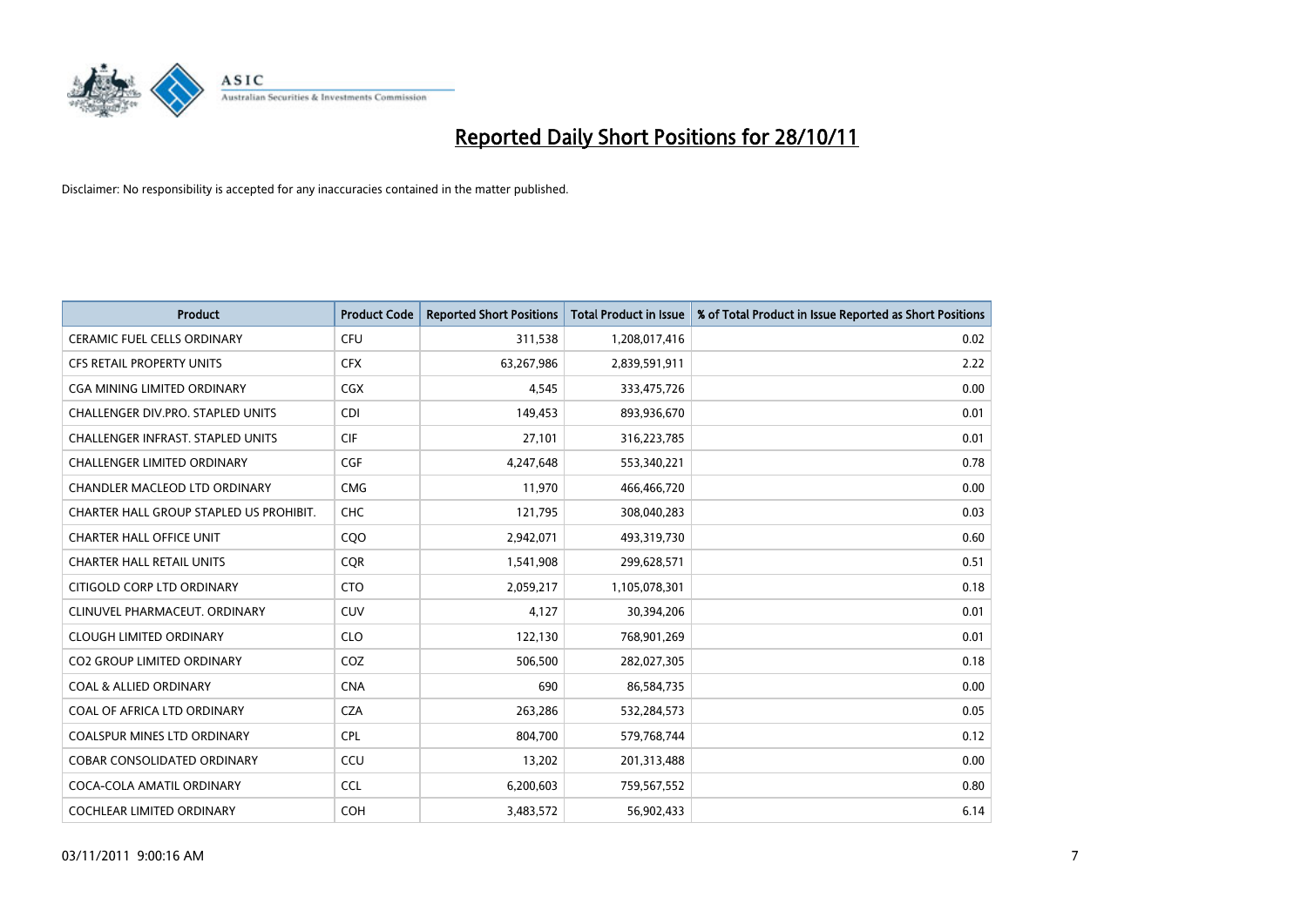# Reported Daily Short Positions for 28/10/11

Disclaimer: No responsibility is accepted for any inaccuracies contained in the matter published.

| Product | Product Code | Reported Short Positions | Total Product in Issue | % of Total Product in Issue Reported as Short Positions |
|---|---|---|---|---|
| CERAMIC FUEL CELLS ORDINARY | CFU | 311,538 | 1,208,017,416 | 0.02 |
| CFS RETAIL PROPERTY UNITS | CFX | 63,267,986 | 2,839,591,911 | 2.22 |
| CGA MINING LIMITED ORDINARY | CGX | 4,545 | 333,475,726 | 0.00 |
| CHALLENGER DIV.PRO. STAPLED UNITS | CDI | 149,453 | 893,936,670 | 0.01 |
| CHALLENGER INFRAST. STAPLED UNITS | CIF | 27,101 | 316,223,785 | 0.01 |
| CHALLENGER LIMITED ORDINARY | CGF | 4,247,648 | 553,340,221 | 0.78 |
| CHANDLER MACLEOD LTD ORDINARY | CMG | 11,970 | 466,466,720 | 0.00 |
| CHARTER HALL GROUP STAPLED US PROHIBIT. | CHC | 121,795 | 308,040,283 | 0.03 |
| CHARTER HALL OFFICE UNIT | CQO | 2,942,071 | 493,319,730 | 0.60 |
| CHARTER HALL RETAIL UNITS | CQR | 1,541,908 | 299,628,571 | 0.51 |
| CITIGOLD CORP LTD ORDINARY | CTO | 2,059,217 | 1,105,078,301 | 0.18 |
| CLINUVEL PHARMACEUT. ORDINARY | CUV | 4,127 | 30,394,206 | 0.01 |
| CLOUGH LIMITED ORDINARY | CLO | 122,130 | 768,901,269 | 0.01 |
| CO2 GROUP LIMITED ORDINARY | COZ | 506,500 | 282,027,305 | 0.18 |
| COAL & ALLIED ORDINARY | CNA | 690 | 86,584,735 | 0.00 |
| COAL OF AFRICA LTD ORDINARY | CZA | 263,286 | 532,284,573 | 0.05 |
| COALSPUR MINES LTD ORDINARY | CPL | 804,700 | 579,768,744 | 0.12 |
| COBAR CONSOLIDATED ORDINARY | CCU | 13,202 | 201,313,488 | 0.00 |
| COCA-COLA AMATIL ORDINARY | CCL | 6,200,603 | 759,567,552 | 0.80 |
| COCHLEAR LIMITED ORDINARY | COH | 3,483,572 | 56,902,433 | 6.14 |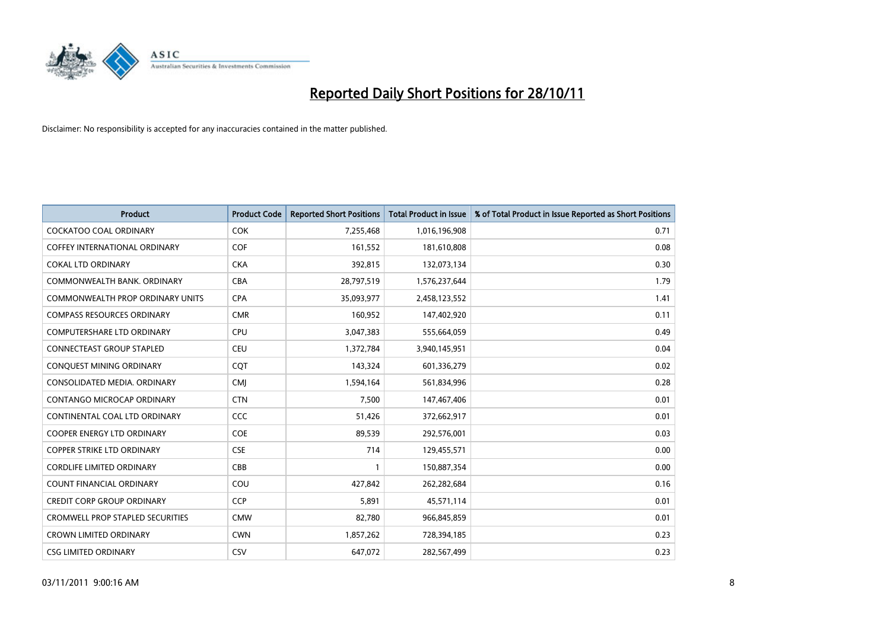# Reported Daily Short Positions for 28/10/11

Disclaimer: No responsibility is accepted for any inaccuracies contained in the matter published.

| Product | Product Code | Reported Short Positions | Total Product in Issue | % of Total Product in Issue Reported as Short Positions |
|---|---|---|---|---|
| COCKATOO COAL ORDINARY | COK | 7,255,468 | 1,016,196,908 | 0.71 |
| COFFEY INTERNATIONAL ORDINARY | COF | 161,552 | 181,610,808 | 0.08 |
| COKAL LTD ORDINARY | CKA | 392,815 | 132,073,134 | 0.30 |
| COMMONWEALTH BANK. ORDINARY | CBA | 28,797,519 | 1,576,237,644 | 1.79 |
| COMMONWEALTH PROP ORDINARY UNITS | CPA | 35,093,977 | 2,458,123,552 | 1.41 |
| COMPASS RESOURCES ORDINARY | CMR | 160,952 | 147,402,920 | 0.11 |
| COMPUTERSHARE LTD ORDINARY | CPU | 3,047,383 | 555,664,059 | 0.49 |
| CONNECTEAST GROUP STAPLED | CEU | 1,372,784 | 3,940,145,951 | 0.04 |
| CONQUEST MINING ORDINARY | CQT | 143,324 | 601,336,279 | 0.02 |
| CONSOLIDATED MEDIA. ORDINARY | CMJ | 1,594,164 | 561,834,996 | 0.28 |
| CONTANGO MICROCAP ORDINARY | CTN | 7,500 | 147,467,406 | 0.01 |
| CONTINENTAL COAL LTD ORDINARY | CCC | 51,426 | 372,662,917 | 0.01 |
| COOPER ENERGY LTD ORDINARY | COE | 89,539 | 292,576,001 | 0.03 |
| COPPER STRIKE LTD ORDINARY | CSE | 714 | 129,455,571 | 0.00 |
| CORDLIFE LIMITED ORDINARY | CBB | 1 | 150,887,354 | 0.00 |
| COUNT FINANCIAL ORDINARY | COU | 427,842 | 262,282,684 | 0.16 |
| CREDIT CORP GROUP ORDINARY | CCP | 5,891 | 45,571,114 | 0.01 |
| CROMWELL PROP STAPLED SECURITIES | CMW | 82,780 | 966,845,859 | 0.01 |
| CROWN LIMITED ORDINARY | CWN | 1,857,262 | 728,394,185 | 0.23 |
| CSG LIMITED ORDINARY | CSV | 647,072 | 282,567,499 | 0.23 |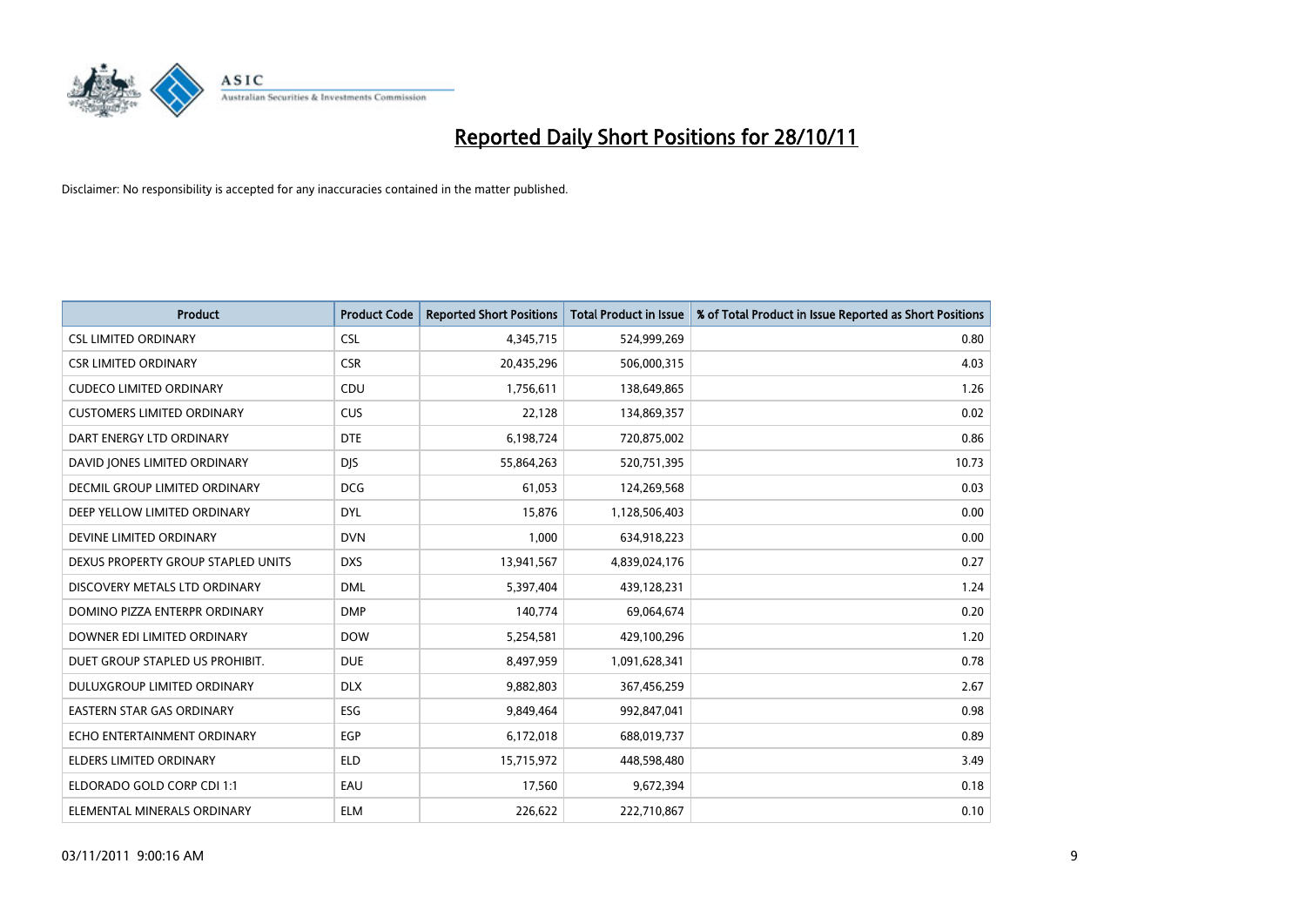# Reported Daily Short Positions for 28/10/11

Disclaimer: No responsibility is accepted for any inaccuracies contained in the matter published.

| Product | Product Code | Reported Short Positions | Total Product in Issue | % of Total Product in Issue Reported as Short Positions |
|---|---|---|---|---|
| CSL LIMITED ORDINARY | CSL | 4,345,715 | 524,999,269 | 0.80 |
| CSR LIMITED ORDINARY | CSR | 20,435,296 | 506,000,315 | 4.03 |
| CUDECO LIMITED ORDINARY | CDU | 1,756,611 | 138,649,865 | 1.26 |
| CUSTOMERS LIMITED ORDINARY | CUS | 22,128 | 134,869,357 | 0.02 |
| DART ENERGY LTD ORDINARY | DTE | 6,198,724 | 720,875,002 | 0.86 |
| DAVID JONES LIMITED ORDINARY | DJS | 55,864,263 | 520,751,395 | 10.73 |
| DECMIL GROUP LIMITED ORDINARY | DCG | 61,053 | 124,269,568 | 0.03 |
| DEEP YELLOW LIMITED ORDINARY | DYL | 15,876 | 1,128,506,403 | 0.00 |
| DEVINE LIMITED ORDINARY | DVN | 1,000 | 634,918,223 | 0.00 |
| DEXUS PROPERTY GROUP STAPLED UNITS | DXS | 13,941,567 | 4,839,024,176 | 0.27 |
| DISCOVERY METALS LTD ORDINARY | DML | 5,397,404 | 439,128,231 | 1.24 |
| DOMINO PIZZA ENTERPR ORDINARY | DMP | 140,774 | 69,064,674 | 0.20 |
| DOWNER EDI LIMITED ORDINARY | DOW | 5,254,581 | 429,100,296 | 1.20 |
| DUET GROUP STAPLED US PROHIBIT. | DUE | 8,497,959 | 1,091,628,341 | 0.78 |
| DULUXGROUP LIMITED ORDINARY | DLX | 9,882,803 | 367,456,259 | 2.67 |
| EASTERN STAR GAS ORDINARY | ESG | 9,849,464 | 992,847,041 | 0.98 |
| ECHO ENTERTAINMENT ORDINARY | EGP | 6,172,018 | 688,019,737 | 0.89 |
| ELDERS LIMITED ORDINARY | ELD | 15,715,972 | 448,598,480 | 3.49 |
| ELDORADO GOLD CORP CDI 1:1 | EAU | 17,560 | 9,672,394 | 0.18 |
| ELEMENTAL MINERALS ORDINARY | ELM | 226,622 | 222,710,867 | 0.10 |

03/11/2011 9:00:16 AM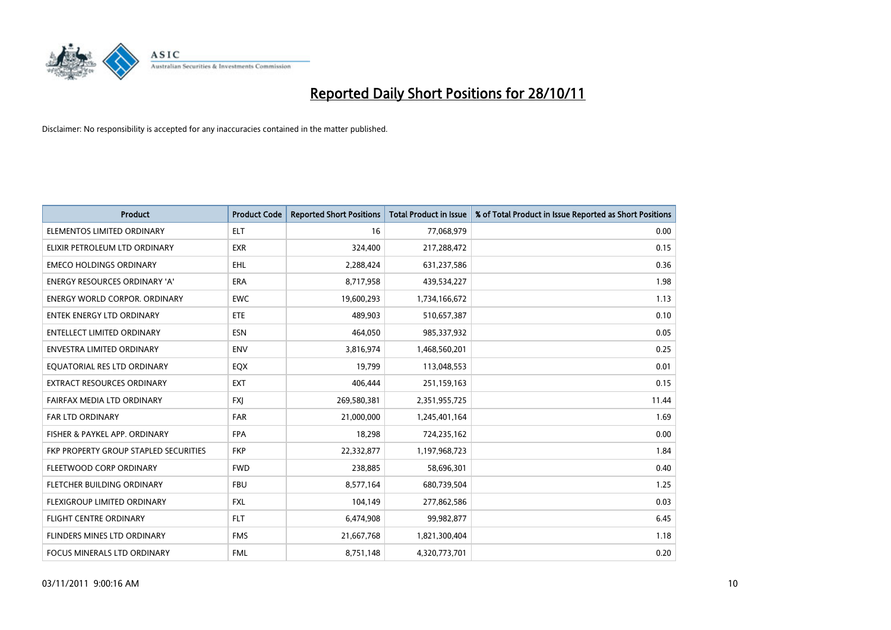# Reported Daily Short Positions for 28/10/11

Disclaimer: No responsibility is accepted for any inaccuracies contained in the matter published.

| Product | Product Code | Reported Short Positions | Total Product in Issue | % of Total Product in Issue Reported as Short Positions |
|---|---|---|---|---|
| ELEMENTOS LIMITED ORDINARY | ELT | 16 | 77,068,979 | 0.00 |
| ELIXIR PETROLEUM LTD ORDINARY | EXR | 324,400 | 217,288,472 | 0.15 |
| EMECO HOLDINGS ORDINARY | EHL | 2,288,424 | 631,237,586 | 0.36 |
| ENERGY RESOURCES ORDINARY 'A' | ERA | 8,717,958 | 439,534,227 | 1.98 |
| ENERGY WORLD CORPOR. ORDINARY | EWC | 19,600,293 | 1,734,166,672 | 1.13 |
| ENTEK ENERGY LTD ORDINARY | ETE | 489,903 | 510,657,387 | 0.10 |
| ENTELLECT LIMITED ORDINARY | ESN | 464,050 | 985,337,932 | 0.05 |
| ENVESTRA LIMITED ORDINARY | ENV | 3,816,974 | 1,468,560,201 | 0.25 |
| EQUATORIAL RES LTD ORDINARY | EQX | 19,799 | 113,048,553 | 0.01 |
| EXTRACT RESOURCES ORDINARY | EXT | 406,444 | 251,159,163 | 0.15 |
| FAIRFAX MEDIA LTD ORDINARY | FXJ | 269,580,381 | 2,351,955,725 | 11.44 |
| FAR LTD ORDINARY | FAR | 21,000,000 | 1,245,401,164 | 1.69 |
| FISHER & PAYKEL APP. ORDINARY | FPA | 18,298 | 724,235,162 | 0.00 |
| FKP PROPERTY GROUP STAPLED SECURITIES | FKP | 22,332,877 | 1,197,968,723 | 1.84 |
| FLEETWOOD CORP ORDINARY | FWD | 238,885 | 58,696,301 | 0.40 |
| FLETCHER BUILDING ORDINARY | FBU | 8,577,164 | 680,739,504 | 1.25 |
| FLEXIGROUP LIMITED ORDINARY | FXL | 104,149 | 277,862,586 | 0.03 |
| FLIGHT CENTRE ORDINARY | FLT | 6,474,908 | 99,982,877 | 6.45 |
| FLINDERS MINES LTD ORDINARY | FMS | 21,667,768 | 1,821,300,404 | 1.18 |
| FOCUS MINERALS LTD ORDINARY | FML | 8,751,148 | 4,320,773,701 | 0.20 |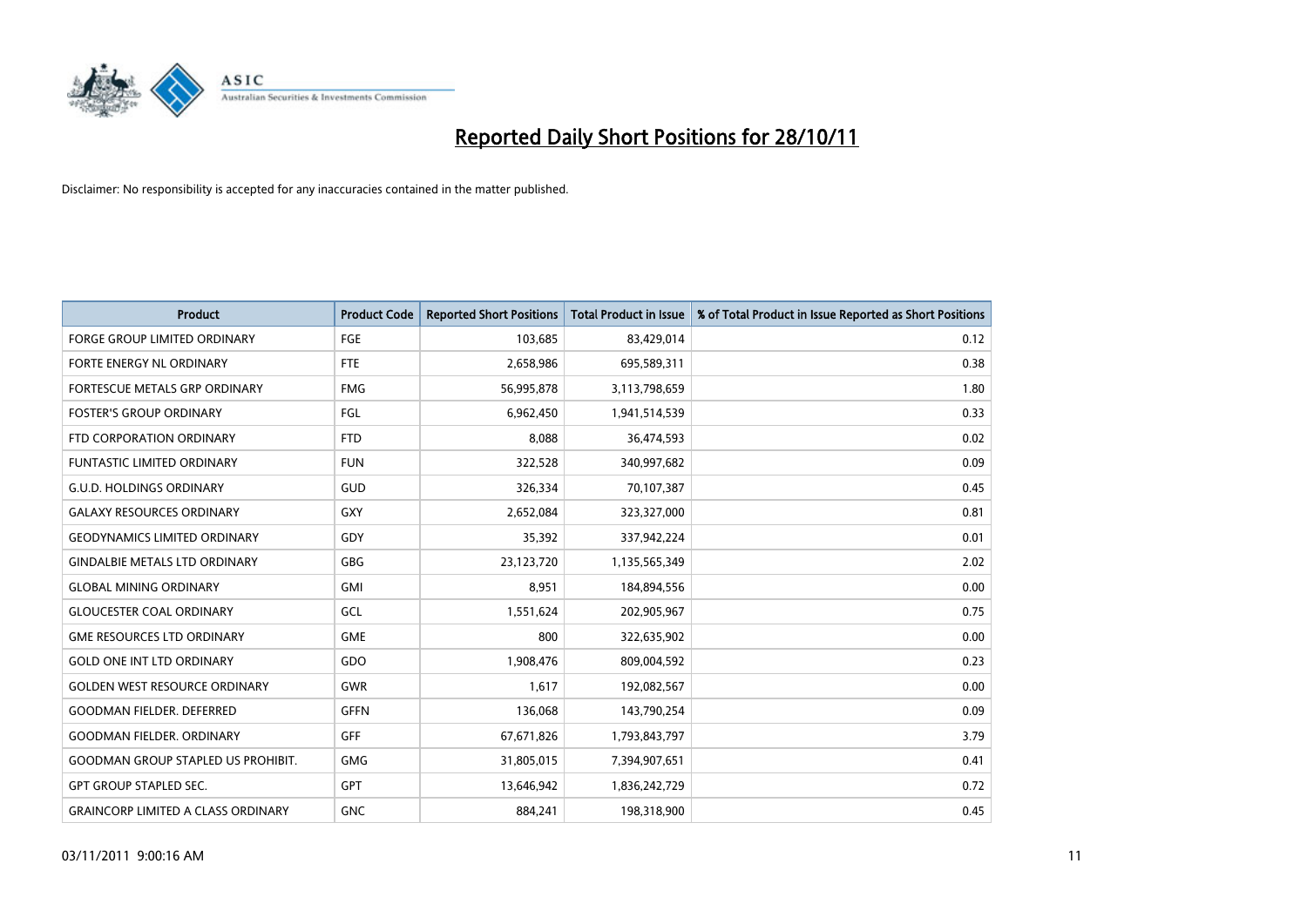# Reported Daily Short Positions for 28/10/11

Disclaimer: No responsibility is accepted for any inaccuracies contained in the matter published.

| Product | Product Code | Reported Short Positions | Total Product in Issue | % of Total Product in Issue Reported as Short Positions |
|---|---|---|---|---|
| FORGE GROUP LIMITED ORDINARY | FGE | 103,685 | 83,429,014 | 0.12 |
| FORTE ENERGY NL ORDINARY | FTE | 2,658,986 | 695,589,311 | 0.38 |
| FORTESCUE METALS GRP ORDINARY | FMG | 56,995,878 | 3,113,798,659 | 1.80 |
| FOSTER'S GROUP ORDINARY | FGL | 6,962,450 | 1,941,514,539 | 0.33 |
| FTD CORPORATION ORDINARY | FTD | 8,088 | 36,474,593 | 0.02 |
| FUNTASTIC LIMITED ORDINARY | FUN | 322,528 | 340,997,682 | 0.09 |
| G.U.D. HOLDINGS ORDINARY | GUD | 326,334 | 70,107,387 | 0.45 |
| GALAXY RESOURCES ORDINARY | GXY | 2,652,084 | 323,327,000 | 0.81 |
| GEODYNAMICS LIMITED ORDINARY | GDY | 35,392 | 337,942,224 | 0.01 |
| GINDALBIE METALS LTD ORDINARY | GBG | 23,123,720 | 1,135,565,349 | 2.02 |
| GLOBAL MINING ORDINARY | GMI | 8,951 | 184,894,556 | 0.00 |
| GLOUCESTER COAL ORDINARY | GCL | 1,551,624 | 202,905,967 | 0.75 |
| GME RESOURCES LTD ORDINARY | GME | 800 | 322,635,902 | 0.00 |
| GOLD ONE INT LTD ORDINARY | GDO | 1,908,476 | 809,004,592 | 0.23 |
| GOLDEN WEST RESOURCE ORDINARY | GWR | 1,617 | 192,082,567 | 0.00 |
| GOODMAN FIELDER. DEFERRED | GFFN | 136,068 | 143,790,254 | 0.09 |
| GOODMAN FIELDER. ORDINARY | GFF | 67,671,826 | 1,793,843,797 | 3.79 |
| GOODMAN GROUP STAPLED US PROHIBIT. | GMG | 31,805,015 | 7,394,907,651 | 0.41 |
| GPT GROUP STAPLED SEC. | GPT | 13,646,942 | 1,836,242,729 | 0.72 |
| GRAINCORP LIMITED A CLASS ORDINARY | GNC | 884,241 | 198,318,900 | 0.45 |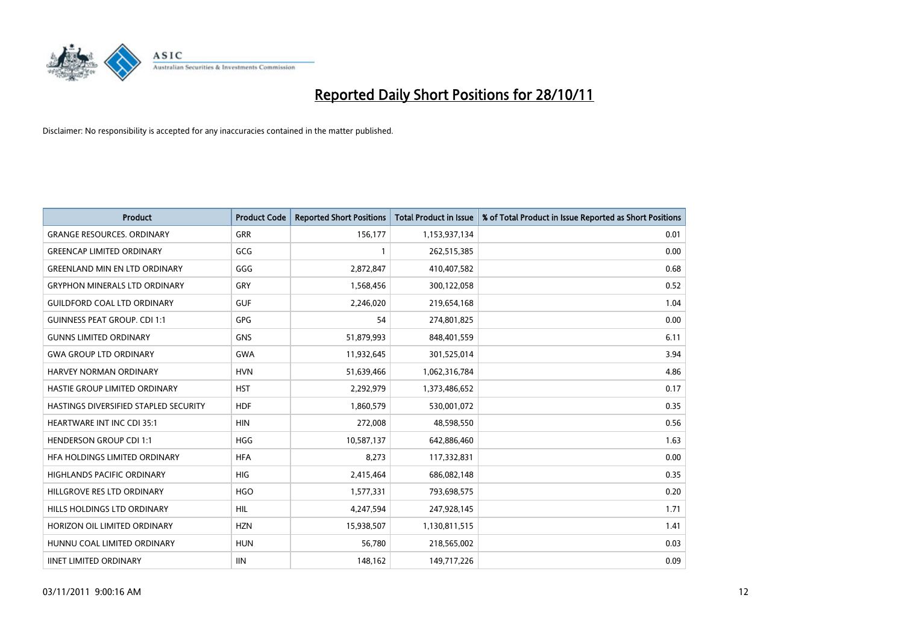# Reported Daily Short Positions for 28/10/11

Disclaimer: No responsibility is accepted for any inaccuracies contained in the matter published.

| Product | Product Code | Reported Short Positions | Total Product in Issue | % of Total Product in Issue Reported as Short Positions |
| --- | --- | --- | --- | --- |
| GRANGE RESOURCES. ORDINARY | GRR | 156,177 | 1,153,937,134 | 0.01 |
| GREENCAP LIMITED ORDINARY | GCG | 1 | 262,515,385 | 0.00 |
| GREENLAND MIN EN LTD ORDINARY | GGG | 2,872,847 | 410,407,582 | 0.68 |
| GRYPHON MINERALS LTD ORDINARY | GRY | 1,568,456 | 300,122,058 | 0.52 |
| GUILDFORD COAL LTD ORDINARY | GUF | 2,246,020 | 219,654,168 | 1.04 |
| GUINNESS PEAT GROUP. CDI 1:1 | GPG | 54 | 274,801,825 | 0.00 |
| GUNNS LIMITED ORDINARY | GNS | 51,879,993 | 848,401,559 | 6.11 |
| GWA GROUP LTD ORDINARY | GWA | 11,932,645 | 301,525,014 | 3.94 |
| HARVEY NORMAN ORDINARY | HVN | 51,639,466 | 1,062,316,784 | 4.86 |
| HASTIE GROUP LIMITED ORDINARY | HST | 2,292,979 | 1,373,486,652 | 0.17 |
| HASTINGS DIVERSIFIED STAPLED SECURITY | HDF | 1,860,579 | 530,001,072 | 0.35 |
| HEARTWARE INT INC CDI 35:1 | HIN | 272,008 | 48,598,550 | 0.56 |
| HENDERSON GROUP CDI 1:1 | HGG | 10,587,137 | 642,886,460 | 1.63 |
| HFA HOLDINGS LIMITED ORDINARY | HFA | 8,273 | 117,332,831 | 0.00 |
| HIGHLANDS PACIFIC ORDINARY | HIG | 2,415,464 | 686,082,148 | 0.35 |
| HILLGROVE RES LTD ORDINARY | HGO | 1,577,331 | 793,698,575 | 0.20 |
| HILLS HOLDINGS LTD ORDINARY | HIL | 4,247,594 | 247,928,145 | 1.71 |
| HORIZON OIL LIMITED ORDINARY | HZN | 15,938,507 | 1,130,811,515 | 1.41 |
| HUNNU COAL LIMITED ORDINARY | HUN | 56,780 | 218,565,002 | 0.03 |
| IINET LIMITED ORDINARY | IIN | 148,162 | 149,717,226 | 0.09 |

03/11/2011 9:00:16 AM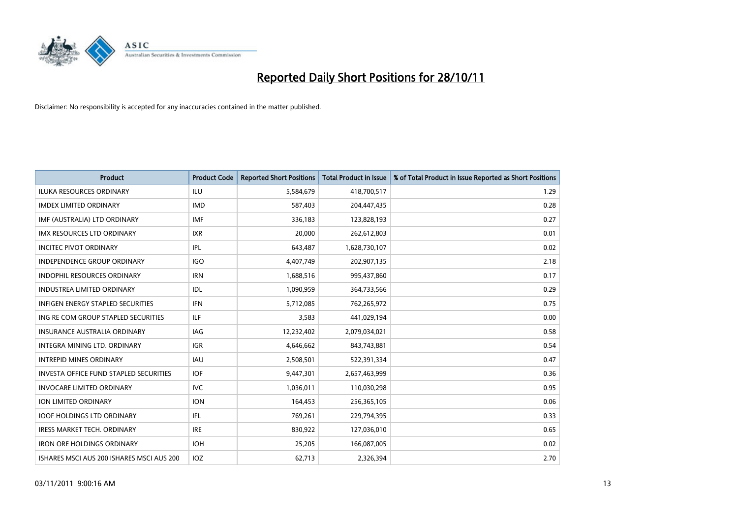# Reported Daily Short Positions for 28/10/11

Disclaimer: No responsibility is accepted for any inaccuracies contained in the matter published.

| Product | Product Code | Reported Short Positions | Total Product in Issue | % of Total Product in Issue Reported as Short Positions |
|---|---|---|---|---|
| ILUKA RESOURCES ORDINARY | ILU | 5,584,679 | 418,700,517 | 1.29 |
| IMDEX LIMITED ORDINARY | IMD | 587,403 | 204,447,435 | 0.28 |
| IMF (AUSTRALIA) LTD ORDINARY | IMF | 336,183 | 123,828,193 | 0.27 |
| IMX RESOURCES LTD ORDINARY | IXR | 20,000 | 262,612,803 | 0.01 |
| INCITEC PIVOT ORDINARY | IPL | 643,487 | 1,628,730,107 | 0.02 |
| INDEPENDENCE GROUP ORDINARY | IGO | 4,407,749 | 202,907,135 | 2.18 |
| INDOPHIL RESOURCES ORDINARY | IRN | 1,688,516 | 995,437,860 | 0.17 |
| INDUSTREA LIMITED ORDINARY | IDL | 1,090,959 | 364,733,566 | 0.29 |
| INFIGEN ENERGY STAPLED SECURITIES | IFN | 5,712,085 | 762,265,972 | 0.75 |
| ING RE COM GROUP STAPLED SECURITIES | ILF | 3,583 | 441,029,194 | 0.00 |
| INSURANCE AUSTRALIA ORDINARY | IAG | 12,232,402 | 2,079,034,021 | 0.58 |
| INTEGRA MINING LTD. ORDINARY | IGR | 4,646,662 | 843,743,881 | 0.54 |
| INTREPID MINES ORDINARY | IAU | 2,508,501 | 522,391,334 | 0.47 |
| INVESTA OFFICE FUND STAPLED SECURITIES | IOF | 9,447,301 | 2,657,463,999 | 0.36 |
| INVOCARE LIMITED ORDINARY | IVC | 1,036,011 | 110,030,298 | 0.95 |
| ION LIMITED ORDINARY | ION | 164,453 | 256,365,105 | 0.06 |
| IOOF HOLDINGS LTD ORDINARY | IFL | 769,261 | 229,794,395 | 0.33 |
| IRESS MARKET TECH. ORDINARY | IRE | 830,922 | 127,036,010 | 0.65 |
| IRON ORE HOLDINGS ORDINARY | IOH | 25,205 | 166,087,005 | 0.02 |
| ISHARES MSCI AUS 200 ISHARES MSCI AUS 200 | IOZ | 62,713 | 2,326,394 | 2.70 |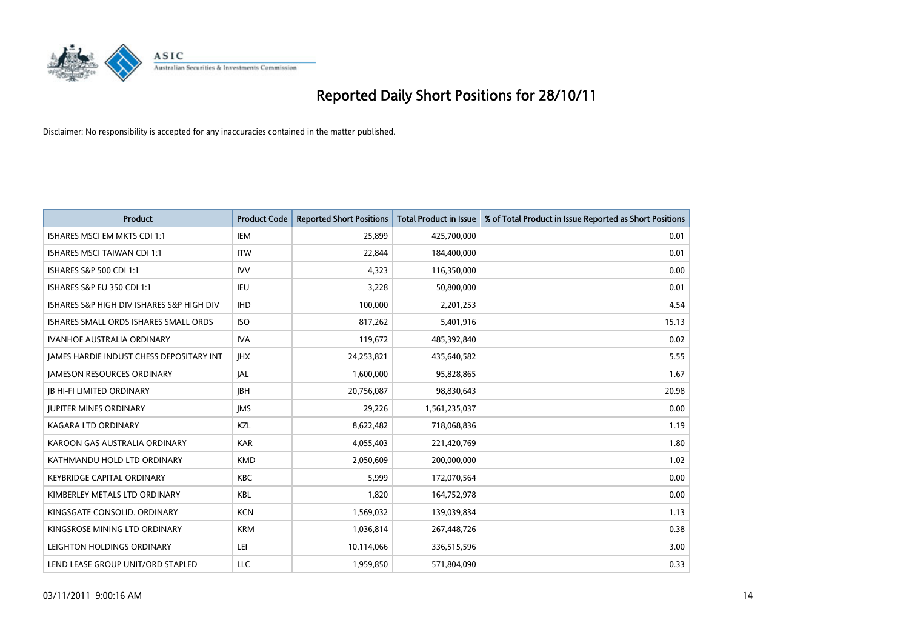# Reported Daily Short Positions for 28/10/11

Disclaimer: No responsibility is accepted for any inaccuracies contained in the matter published.

| Product | Product Code | Reported Short Positions | Total Product in Issue | % of Total Product in Issue Reported as Short Positions |
|---|---|---|---|---|
| ISHARES MSCI EM MKTS CDI 1:1 | IEM | 25,899 | 425,700,000 | 0.01 |
| ISHARES MSCI TAIWAN CDI 1:1 | ITW | 22,844 | 184,400,000 | 0.01 |
| ISHARES S&P 500 CDI 1:1 | IVV | 4,323 | 116,350,000 | 0.00 |
| ISHARES S&P EU 350 CDI 1:1 | IEU | 3,228 | 50,800,000 | 0.01 |
| ISHARES S&P HIGH DIV ISHARES S&P HIGH DIV | IHD | 100,000 | 2,201,253 | 4.54 |
| ISHARES SMALL ORDS ISHARES SMALL ORDS | ISO | 817,262 | 5,401,916 | 15.13 |
| IVANHOE AUSTRALIA ORDINARY | IVA | 119,672 | 485,392,840 | 0.02 |
| JAMES HARDIE INDUST CHESS DEPOSITARY INT | JHX | 24,253,821 | 435,640,582 | 5.55 |
| JAMESON RESOURCES ORDINARY | JAL | 1,600,000 | 95,828,865 | 1.67 |
| JB HI-FI LIMITED ORDINARY | JBH | 20,756,087 | 98,830,643 | 20.98 |
| JUPITER MINES ORDINARY | JMS | 29,226 | 1,561,235,037 | 0.00 |
| KAGARA LTD ORDINARY | KZL | 8,622,482 | 718,068,836 | 1.19 |
| KAROON GAS AUSTRALIA ORDINARY | KAR | 4,055,403 | 221,420,769 | 1.80 |
| KATHMANDU HOLD LTD ORDINARY | KMD | 2,050,609 | 200,000,000 | 1.02 |
| KEYBRIDGE CAPITAL ORDINARY | KBC | 5,999 | 172,070,564 | 0.00 |
| KIMBERLEY METALS LTD ORDINARY | KBL | 1,820 | 164,752,978 | 0.00 |
| KINGSGATE CONSOLID. ORDINARY | KCN | 1,569,032 | 139,039,834 | 1.13 |
| KINGSROSE MINING LTD ORDINARY | KRM | 1,036,814 | 267,448,726 | 0.38 |
| LEIGHTON HOLDINGS ORDINARY | LEI | 10,114,066 | 336,515,596 | 3.00 |
| LEND LEASE GROUP UNIT/ORD STAPLED | LLC | 1,959,850 | 571,804,090 | 0.33 |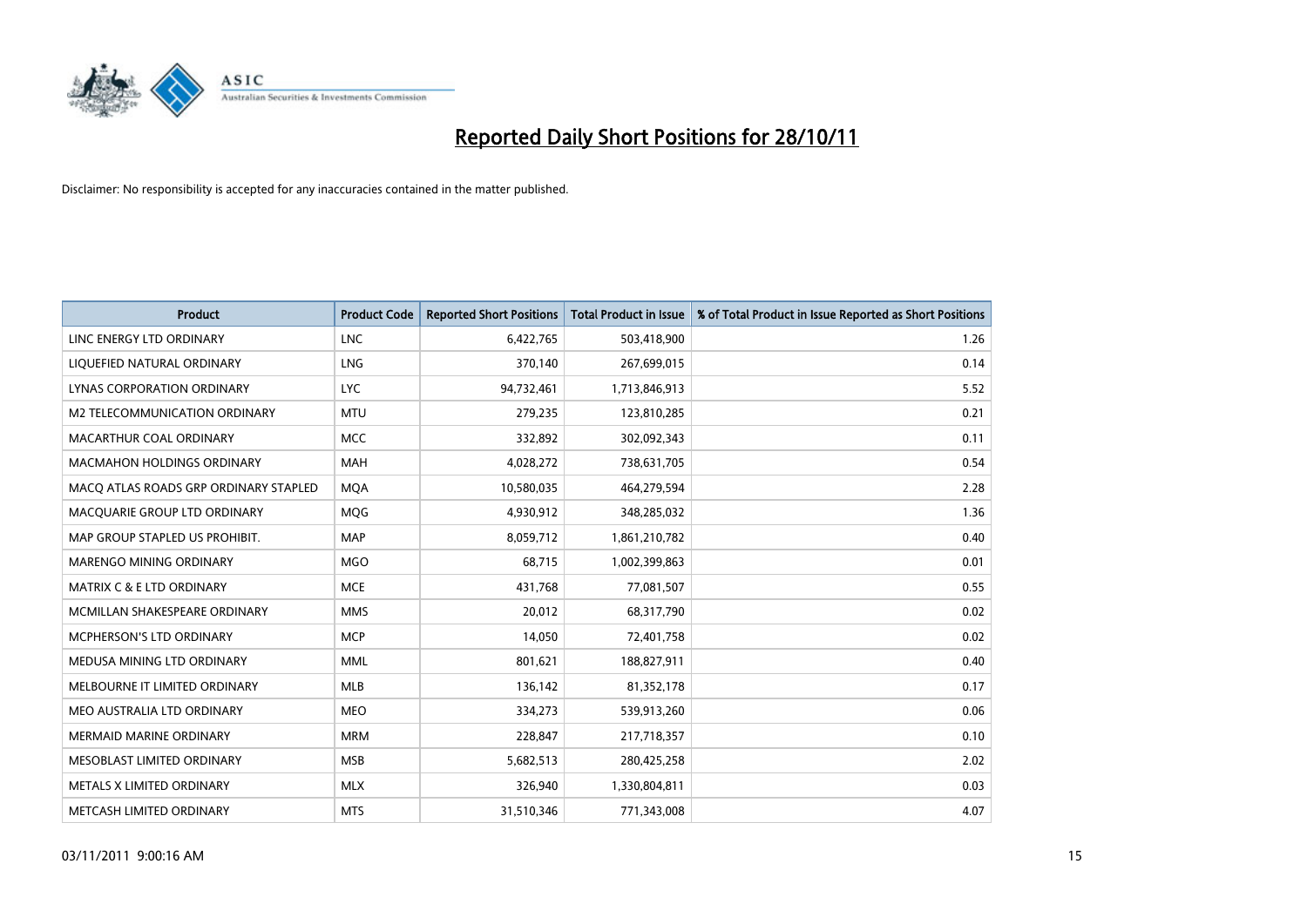# Reported Daily Short Positions for 28/10/11

Disclaimer: No responsibility is accepted for any inaccuracies contained in the matter published.

| Product | Product Code | Reported Short Positions | Total Product in Issue | % of Total Product in Issue Reported as Short Positions |
|---|---|---|---|---|
| LINC ENERGY LTD ORDINARY | LNC | 6,422,765 | 503,418,900 | 1.26 |
| LIQUEFIED NATURAL ORDINARY | LNG | 370,140 | 267,699,015 | 0.14 |
| LYNAS CORPORATION ORDINARY | LYC | 94,732,461 | 1,713,846,913 | 5.52 |
| M2 TELECOMMUNICATION ORDINARY | MTU | 279,235 | 123,810,285 | 0.21 |
| MACARTHUR COAL ORDINARY | MCC | 332,892 | 302,092,343 | 0.11 |
| MACMAHON HOLDINGS ORDINARY | MAH | 4,028,272 | 738,631,705 | 0.54 |
| MACQ ATLAS ROADS GRP ORDINARY STAPLED | MQA | 10,580,035 | 464,279,594 | 2.28 |
| MACQUARIE GROUP LTD ORDINARY | MQG | 4,930,912 | 348,285,032 | 1.36 |
| MAP GROUP STAPLED US PROHIBIT. | MAP | 8,059,712 | 1,861,210,782 | 0.40 |
| MARENGO MINING ORDINARY | MGO | 68,715 | 1,002,399,863 | 0.01 |
| MATRIX C & E LTD ORDINARY | MCE | 431,768 | 77,081,507 | 0.55 |
| MCMILLAN SHAKESPEARE ORDINARY | MMS | 20,012 | 68,317,790 | 0.02 |
| MCPHERSON'S LTD ORDINARY | MCP | 14,050 | 72,401,758 | 0.02 |
| MEDUSA MINING LTD ORDINARY | MML | 801,621 | 188,827,911 | 0.40 |
| MELBOURNE IT LIMITED ORDINARY | MLB | 136,142 | 81,352,178 | 0.17 |
| MEO AUSTRALIA LTD ORDINARY | MEO | 334,273 | 539,913,260 | 0.06 |
| MERMAID MARINE ORDINARY | MRM | 228,847 | 217,718,357 | 0.10 |
| MESOBLAST LIMITED ORDINARY | MSB | 5,682,513 | 280,425,258 | 2.02 |
| METALS X LIMITED ORDINARY | MLX | 326,940 | 1,330,804,811 | 0.03 |
| METCASH LIMITED ORDINARY | MTS | 31,510,346 | 771,343,008 | 4.07 |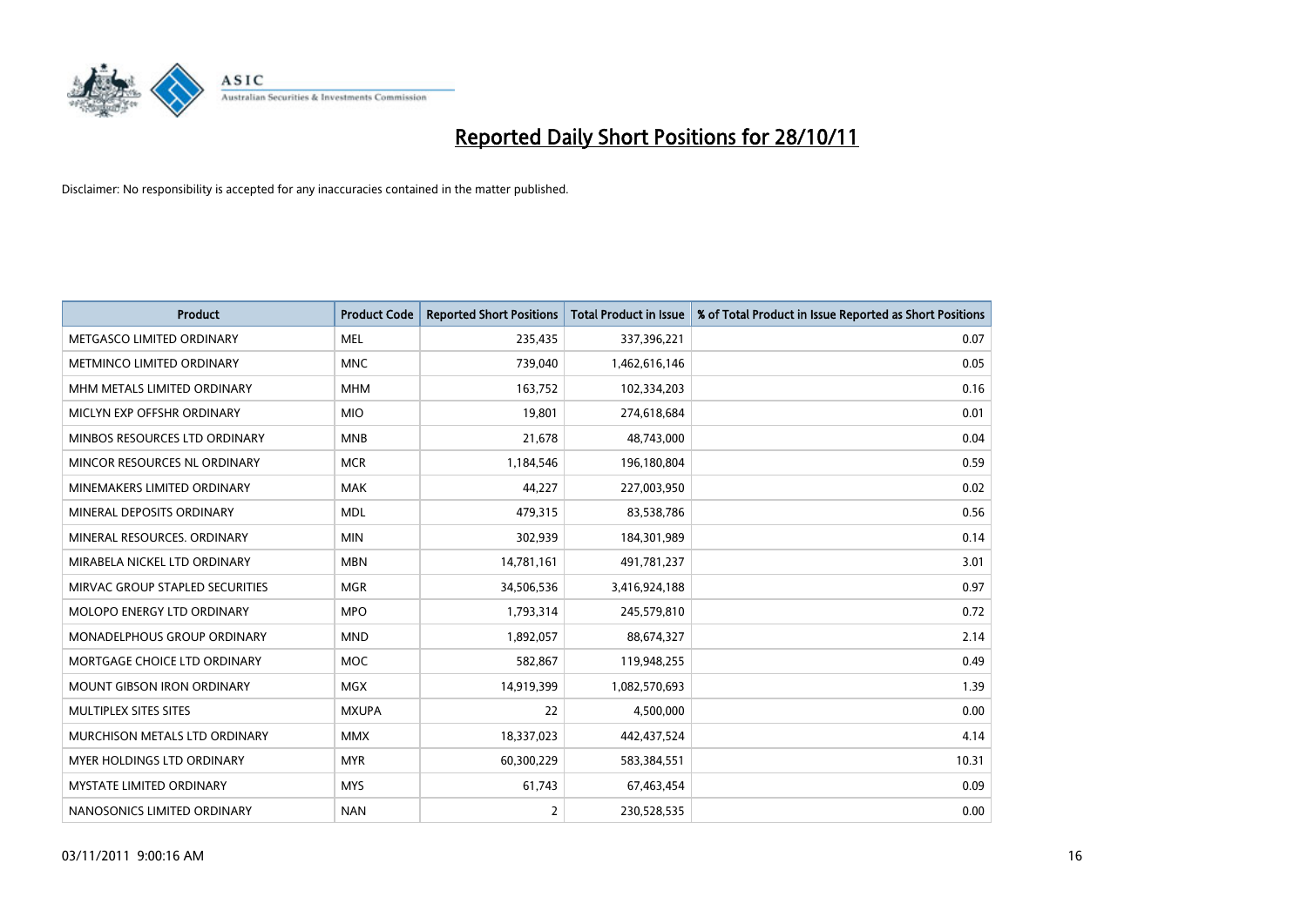# Reported Daily Short Positions for 28/10/11

Disclaimer: No responsibility is accepted for any inaccuracies contained in the matter published.

| Product | Product Code | Reported Short Positions | Total Product in Issue | % of Total Product in Issue Reported as Short Positions |
|---|---|---|---|---|
| METGASCO LIMITED ORDINARY | MEL | 235,435 | 337,396,221 | 0.07 |
| METMINCO LIMITED ORDINARY | MNC | 739,040 | 1,462,616,146 | 0.05 |
| MHM METALS LIMITED ORDINARY | MHM | 163,752 | 102,334,203 | 0.16 |
| MICLYN EXP OFFSHR ORDINARY | MIO | 19,801 | 274,618,684 | 0.01 |
| MINBOS RESOURCES LTD ORDINARY | MNB | 21,678 | 48,743,000 | 0.04 |
| MINCOR RESOURCES NL ORDINARY | MCR | 1,184,546 | 196,180,804 | 0.59 |
| MINEMAKERS LIMITED ORDINARY | MAK | 44,227 | 227,003,950 | 0.02 |
| MINERAL DEPOSITS ORDINARY | MDL | 479,315 | 83,538,786 | 0.56 |
| MINERAL RESOURCES. ORDINARY | MIN | 302,939 | 184,301,989 | 0.14 |
| MIRABELA NICKEL LTD ORDINARY | MBN | 14,781,161 | 491,781,237 | 3.01 |
| MIRVAC GROUP STAPLED SECURITIES | MGR | 34,506,536 | 3,416,924,188 | 0.97 |
| MOLOPO ENERGY LTD ORDINARY | MPO | 1,793,314 | 245,579,810 | 0.72 |
| MONADELPHOUS GROUP ORDINARY | MND | 1,892,057 | 88,674,327 | 2.14 |
| MORTGAGE CHOICE LTD ORDINARY | MOC | 582,867 | 119,948,255 | 0.49 |
| MOUNT GIBSON IRON ORDINARY | MGX | 14,919,399 | 1,082,570,693 | 1.39 |
| MULTIPLEX SITES SITES | MXUPA | 22 | 4,500,000 | 0.00 |
| MURCHISON METALS LTD ORDINARY | MMX | 18,337,023 | 442,437,524 | 4.14 |
| MYER HOLDINGS LTD ORDINARY | MYR | 60,300,229 | 583,384,551 | 10.31 |
| MYSTATE LIMITED ORDINARY | MYS | 61,743 | 67,463,454 | 0.09 |
| NANOSONICS LIMITED ORDINARY | NAN | 2 | 230,528,535 | 0.00 |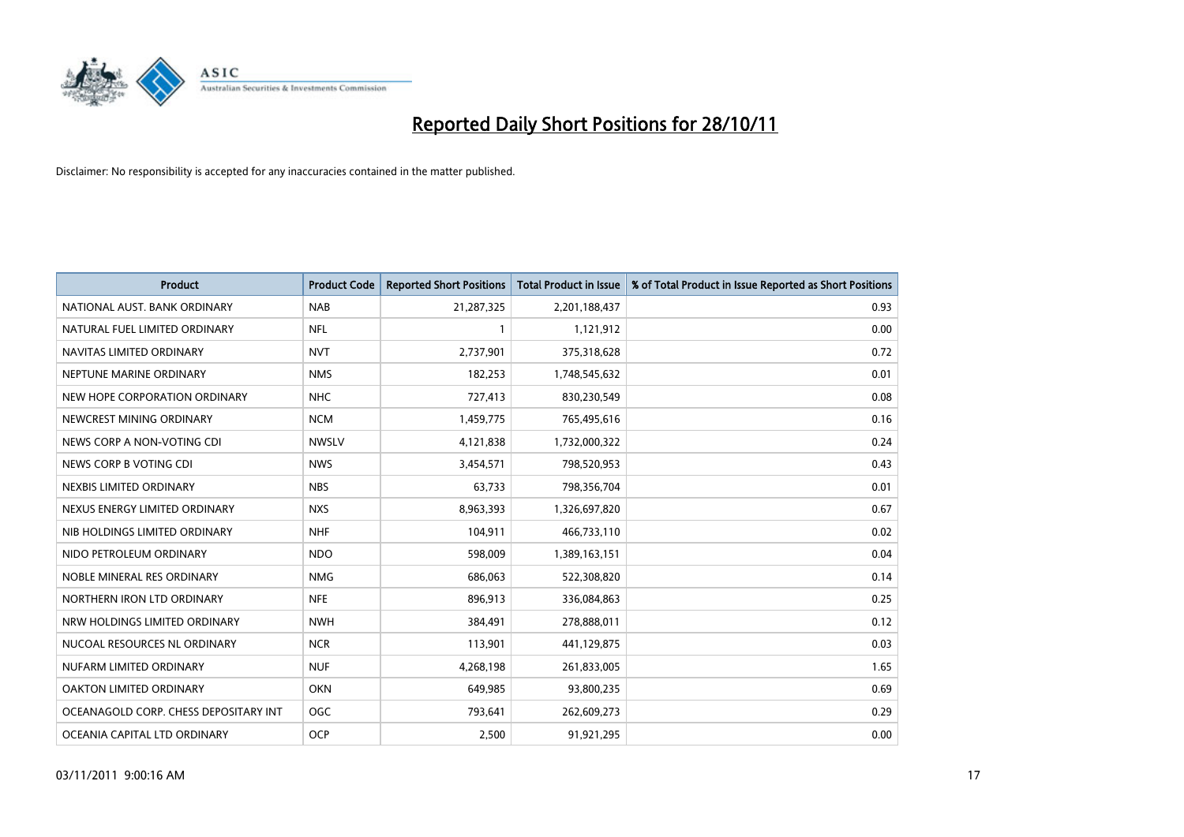# Reported Daily Short Positions for 28/10/11

Disclaimer: No responsibility is accepted for any inaccuracies contained in the matter published.

| Product | Product Code | Reported Short Positions | Total Product in Issue | % of Total Product in Issue Reported as Short Positions |
|---|---|---|---|---|
| NATIONAL AUST. BANK ORDINARY | NAB | 21,287,325 | 2,201,188,437 | 0.93 |
| NATURAL FUEL LIMITED ORDINARY | NFL | 1 | 1,121,912 | 0.00 |
| NAVITAS LIMITED ORDINARY | NVT | 2,737,901 | 375,318,628 | 0.72 |
| NEPTUNE MARINE ORDINARY | NMS | 182,253 | 1,748,545,632 | 0.01 |
| NEW HOPE CORPORATION ORDINARY | NHC | 727,413 | 830,230,549 | 0.08 |
| NEWCREST MINING ORDINARY | NCM | 1,459,775 | 765,495,616 | 0.16 |
| NEWS CORP A NON-VOTING CDI | NWSLV | 4,121,838 | 1,732,000,322 | 0.24 |
| NEWS CORP B VOTING CDI | NWS | 3,454,571 | 798,520,953 | 0.43 |
| NEXBIS LIMITED ORDINARY | NBS | 63,733 | 798,356,704 | 0.01 |
| NEXUS ENERGY LIMITED ORDINARY | NXS | 8,963,393 | 1,326,697,820 | 0.67 |
| NIB HOLDINGS LIMITED ORDINARY | NHF | 104,911 | 466,733,110 | 0.02 |
| NIDO PETROLEUM ORDINARY | NDO | 598,009 | 1,389,163,151 | 0.04 |
| NOBLE MINERAL RES ORDINARY | NMG | 686,063 | 522,308,820 | 0.14 |
| NORTHERN IRON LTD ORDINARY | NFE | 896,913 | 336,084,863 | 0.25 |
| NRW HOLDINGS LIMITED ORDINARY | NWH | 384,491 | 278,888,011 | 0.12 |
| NUCOAL RESOURCES NL ORDINARY | NCR | 113,901 | 441,129,875 | 0.03 |
| NUFARM LIMITED ORDINARY | NUF | 4,268,198 | 261,833,005 | 1.65 |
| OAKTON LIMITED ORDINARY | OKN | 649,985 | 93,800,235 | 0.69 |
| OCEANAGOLD CORP. CHESS DEPOSITARY INT | OGC | 793,641 | 262,609,273 | 0.29 |
| OCEANIA CAPITAL LTD ORDINARY | OCP | 2,500 | 91,921,295 | 0.00 |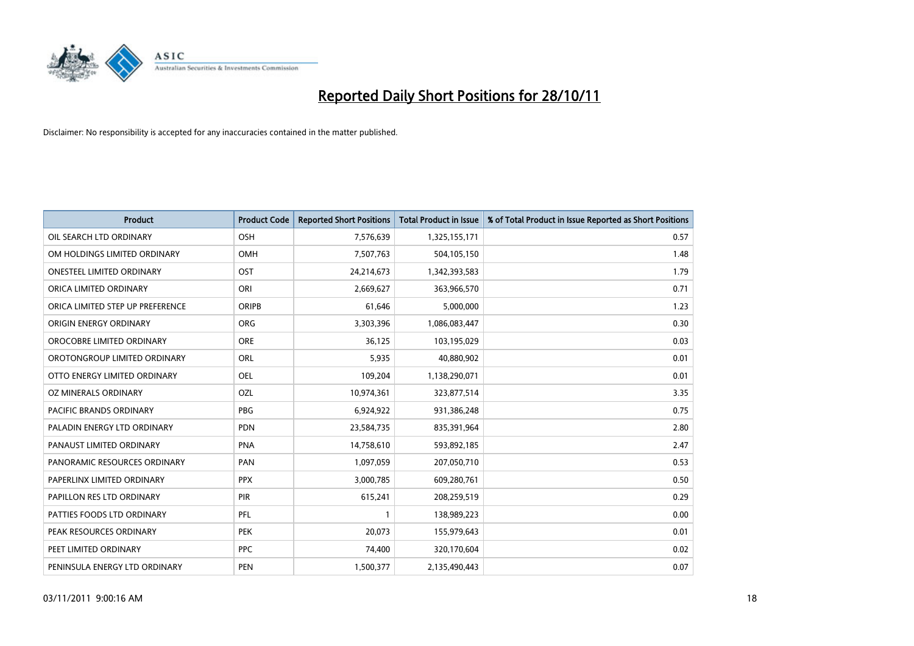# Reported Daily Short Positions for 28/10/11

Disclaimer: No responsibility is accepted for any inaccuracies contained in the matter published.

| Product | Product Code | Reported Short Positions | Total Product in Issue | % of Total Product in Issue Reported as Short Positions |
|---|---|---|---|---|
| OIL SEARCH LTD ORDINARY | OSH | 7,576,639 | 1,325,155,171 | 0.57 |
| OM HOLDINGS LIMITED ORDINARY | OMH | 7,507,763 | 504,105,150 | 1.48 |
| ONESTEEL LIMITED ORDINARY | OST | 24,214,673 | 1,342,393,583 | 1.79 |
| ORICA LIMITED ORDINARY | ORI | 2,669,627 | 363,966,570 | 0.71 |
| ORICA LIMITED STEP UP PREFERENCE | ORIPB | 61,646 | 5,000,000 | 1.23 |
| ORIGIN ENERGY ORDINARY | ORG | 3,303,396 | 1,086,083,447 | 0.30 |
| OROCOBRE LIMITED ORDINARY | ORE | 36,125 | 103,195,029 | 0.03 |
| OROTONGROUP LIMITED ORDINARY | ORL | 5,935 | 40,880,902 | 0.01 |
| OTTO ENERGY LIMITED ORDINARY | OEL | 109,204 | 1,138,290,071 | 0.01 |
| OZ MINERALS ORDINARY | OZL | 10,974,361 | 323,877,514 | 3.35 |
| PACIFIC BRANDS ORDINARY | PBG | 6,924,922 | 931,386,248 | 0.75 |
| PALADIN ENERGY LTD ORDINARY | PDN | 23,584,735 | 835,391,964 | 2.80 |
| PANAUST LIMITED ORDINARY | PNA | 14,758,610 | 593,892,185 | 2.47 |
| PANORAMIC RESOURCES ORDINARY | PAN | 1,097,059 | 207,050,710 | 0.53 |
| PAPERLINX LIMITED ORDINARY | PPX | 3,000,785 | 609,280,761 | 0.50 |
| PAPILLON RES LTD ORDINARY | PIR | 615,241 | 208,259,519 | 0.29 |
| PATTIES FOODS LTD ORDINARY | PFL | 1 | 138,989,223 | 0.00 |
| PEAK RESOURCES ORDINARY | PEK | 20,073 | 155,979,643 | 0.01 |
| PEET LIMITED ORDINARY | PPC | 74,400 | 320,170,604 | 0.02 |
| PENINSULA ENERGY LTD ORDINARY | PEN | 1,500,377 | 2,135,490,443 | 0.07 |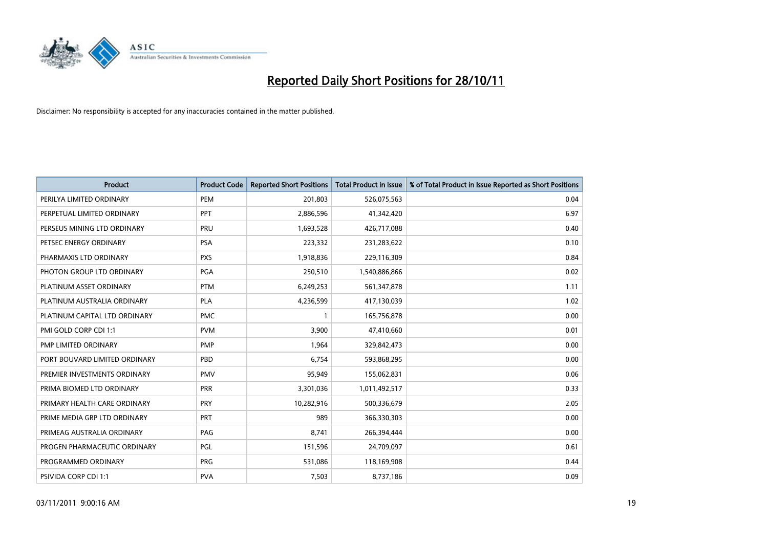# Reported Daily Short Positions for 28/10/11

Disclaimer: No responsibility is accepted for any inaccuracies contained in the matter published.

| Product | Product Code | Reported Short Positions | Total Product in Issue | % of Total Product in Issue Reported as Short Positions |
|---|---|---|---|---|
| PERILYA LIMITED ORDINARY | PEM | 201,803 | 526,075,563 | 0.04 |
| PERPETUAL LIMITED ORDINARY | PPT | 2,886,596 | 41,342,420 | 6.97 |
| PERSEUS MINING LTD ORDINARY | PRU | 1,693,528 | 426,717,088 | 0.40 |
| PETSEC ENERGY ORDINARY | PSA | 223,332 | 231,283,622 | 0.10 |
| PHARMAXIS LTD ORDINARY | PXS | 1,918,836 | 229,116,309 | 0.84 |
| PHOTON GROUP LTD ORDINARY | PGA | 250,510 | 1,540,886,866 | 0.02 |
| PLATINUM ASSET ORDINARY | PTM | 6,249,253 | 561,347,878 | 1.11 |
| PLATINUM AUSTRALIA ORDINARY | PLA | 4,236,599 | 417,130,039 | 1.02 |
| PLATINUM CAPITAL LTD ORDINARY | PMC | 1 | 165,756,878 | 0.00 |
| PMI GOLD CORP CDI 1:1 | PVM | 3,900 | 47,410,660 | 0.01 |
| PMP LIMITED ORDINARY | PMP | 1,964 | 329,842,473 | 0.00 |
| PORT BOUVARD LIMITED ORDINARY | PBD | 6,754 | 593,868,295 | 0.00 |
| PREMIER INVESTMENTS ORDINARY | PMV | 95,949 | 155,062,831 | 0.06 |
| PRIMA BIOMED LTD ORDINARY | PRR | 3,301,036 | 1,011,492,517 | 0.33 |
| PRIMARY HEALTH CARE ORDINARY | PRY | 10,282,916 | 500,336,679 | 2.05 |
| PRIME MEDIA GRP LTD ORDINARY | PRT | 989 | 366,330,303 | 0.00 |
| PRIMEAG AUSTRALIA ORDINARY | PAG | 8,741 | 266,394,444 | 0.00 |
| PROGEN PHARMACEUTIC ORDINARY | PGL | 151,596 | 24,709,097 | 0.61 |
| PROGRAMMED ORDINARY | PRG | 531,086 | 118,169,908 | 0.44 |
| PSIVIDA CORP CDI 1:1 | PVA | 7,503 | 8,737,186 | 0.09 |

03/11/2011 9:00:16 AM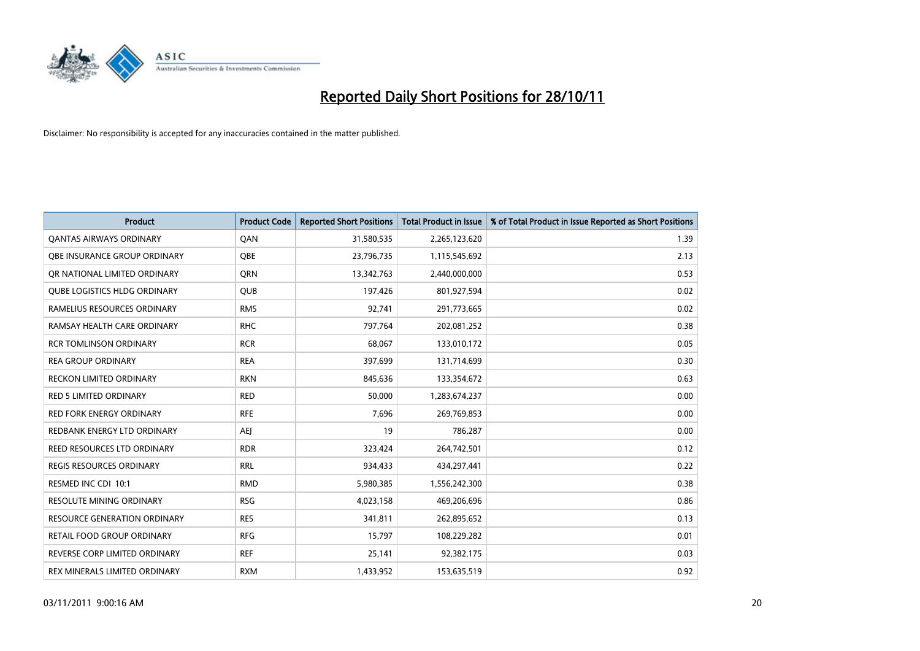# Reported Daily Short Positions for 28/10/11

Disclaimer: No responsibility is accepted for any inaccuracies contained in the matter published.

| Product | Product Code | Reported Short Positions | Total Product in Issue | % of Total Product in Issue Reported as Short Positions |
| --- | --- | --- | --- | --- |
| QANTAS AIRWAYS ORDINARY | QAN | 31,580,535 | 2,265,123,620 | 1.39 |
| QBE INSURANCE GROUP ORDINARY | QBE | 23,796,735 | 1,115,545,692 | 2.13 |
| QR NATIONAL LIMITED ORDINARY | QRN | 13,342,763 | 2,440,000,000 | 0.53 |
| QUBE LOGISTICS HLDG ORDINARY | QUB | 197,426 | 801,927,594 | 0.02 |
| RAMELIUS RESOURCES ORDINARY | RMS | 92,741 | 291,773,665 | 0.02 |
| RAMSAY HEALTH CARE ORDINARY | RHC | 797,764 | 202,081,252 | 0.38 |
| RCR TOMLINSON ORDINARY | RCR | 68,067 | 133,010,172 | 0.05 |
| REA GROUP ORDINARY | REA | 397,699 | 131,714,699 | 0.30 |
| RECKON LIMITED ORDINARY | RKN | 845,636 | 133,354,672 | 0.63 |
| RED 5 LIMITED ORDINARY | RED | 50,000 | 1,283,674,237 | 0.00 |
| RED FORK ENERGY ORDINARY | RFE | 7,696 | 269,769,853 | 0.00 |
| REDBANK ENERGY LTD ORDINARY | AEJ | 19 | 786,287 | 0.00 |
| REED RESOURCES LTD ORDINARY | RDR | 323,424 | 264,742,501 | 0.12 |
| REGIS RESOURCES ORDINARY | RRL | 934,433 | 434,297,441 | 0.22 |
| RESMED INC CDI 10:1 | RMD | 5,980,385 | 1,556,242,300 | 0.38 |
| RESOLUTE MINING ORDINARY | RSG | 4,023,158 | 469,206,696 | 0.86 |
| RESOURCE GENERATION ORDINARY | RES | 341,811 | 262,895,652 | 0.13 |
| RETAIL FOOD GROUP ORDINARY | RFG | 15,797 | 108,229,282 | 0.01 |
| REVERSE CORP LIMITED ORDINARY | REF | 25,141 | 92,382,175 | 0.03 |
| REX MINERALS LIMITED ORDINARY | RXM | 1,433,952 | 153,635,519 | 0.92 |

03/11/2011 9:00:16 AM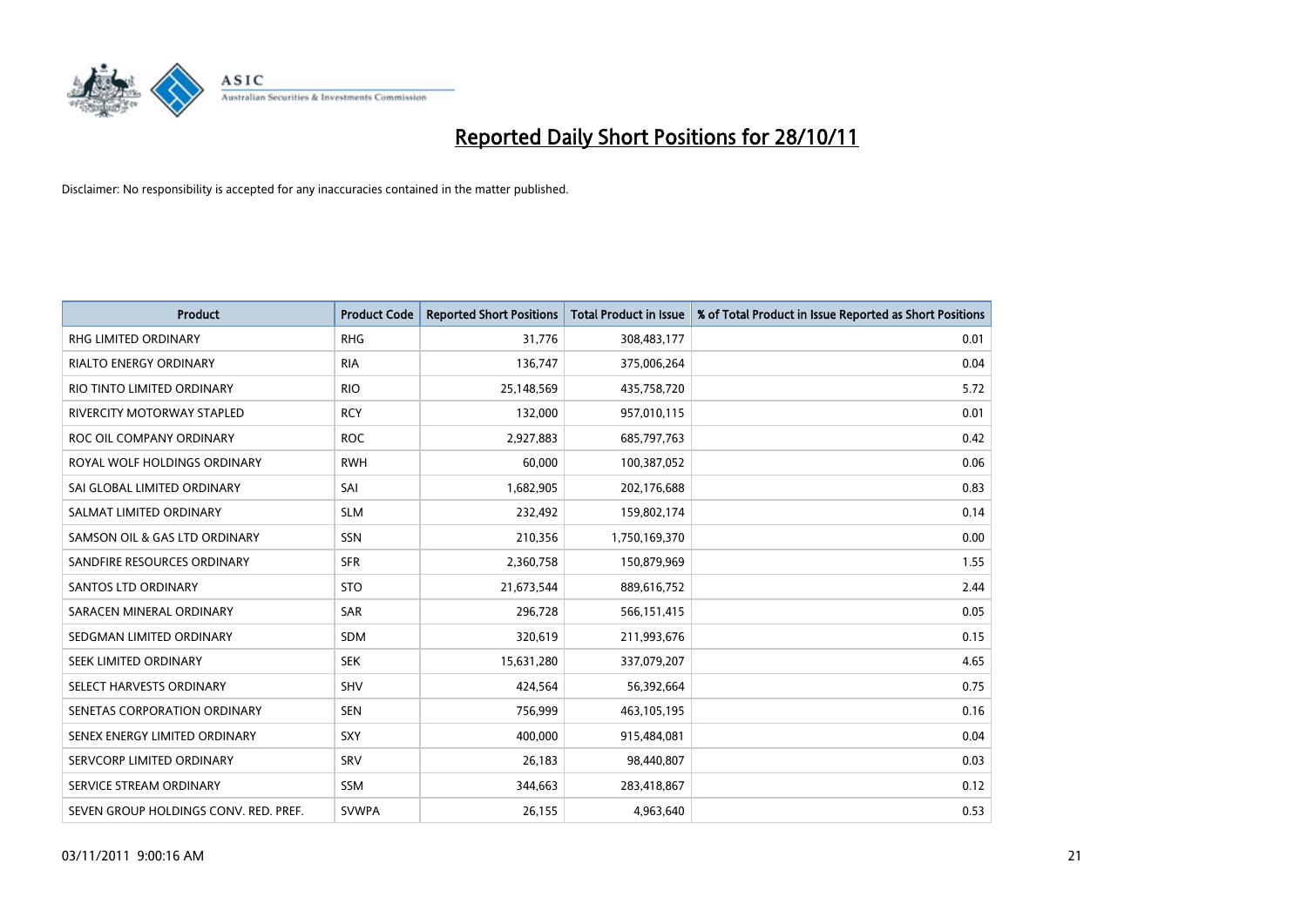# Reported Daily Short Positions for 28/10/11

Disclaimer: No responsibility is accepted for any inaccuracies contained in the matter published.

| Product | Product Code | Reported Short Positions | Total Product in Issue | % of Total Product in Issue Reported as Short Positions |
|---|---|---|---|---|
| RHG LIMITED ORDINARY | RHG | 31,776 | 308,483,177 | 0.01 |
| RIALTO ENERGY ORDINARY | RIA | 136,747 | 375,006,264 | 0.04 |
| RIO TINTO LIMITED ORDINARY | RIO | 25,148,569 | 435,758,720 | 5.72 |
| RIVERCITY MOTORWAY STAPLED | RCY | 132,000 | 957,010,115 | 0.01 |
| ROC OIL COMPANY ORDINARY | ROC | 2,927,883 | 685,797,763 | 0.42 |
| ROYAL WOLF HOLDINGS ORDINARY | RWH | 60,000 | 100,387,052 | 0.06 |
| SAI GLOBAL LIMITED ORDINARY | SAI | 1,682,905 | 202,176,688 | 0.83 |
| SALMAT LIMITED ORDINARY | SLM | 232,492 | 159,802,174 | 0.14 |
| SAMSON OIL & GAS LTD ORDINARY | SSN | 210,356 | 1,750,169,370 | 0.00 |
| SANDFIRE RESOURCES ORDINARY | SFR | 2,360,758 | 150,879,969 | 1.55 |
| SANTOS LTD ORDINARY | STO | 21,673,544 | 889,616,752 | 2.44 |
| SARACEN MINERAL ORDINARY | SAR | 296,728 | 566,151,415 | 0.05 |
| SEDGMAN LIMITED ORDINARY | SDM | 320,619 | 211,993,676 | 0.15 |
| SEEK LIMITED ORDINARY | SEK | 15,631,280 | 337,079,207 | 4.65 |
| SELECT HARVESTS ORDINARY | SHV | 424,564 | 56,392,664 | 0.75 |
| SENETAS CORPORATION ORDINARY | SEN | 756,999 | 463,105,195 | 0.16 |
| SENEX ENERGY LIMITED ORDINARY | SXY | 400,000 | 915,484,081 | 0.04 |
| SERVCORP LIMITED ORDINARY | SRV | 26,183 | 98,440,807 | 0.03 |
| SERVICE STREAM ORDINARY | SSM | 344,663 | 283,418,867 | 0.12 |
| SEVEN GROUP HOLDINGS CONV. RED. PREF. | SVWPA | 26,155 | 4,963,640 | 0.53 |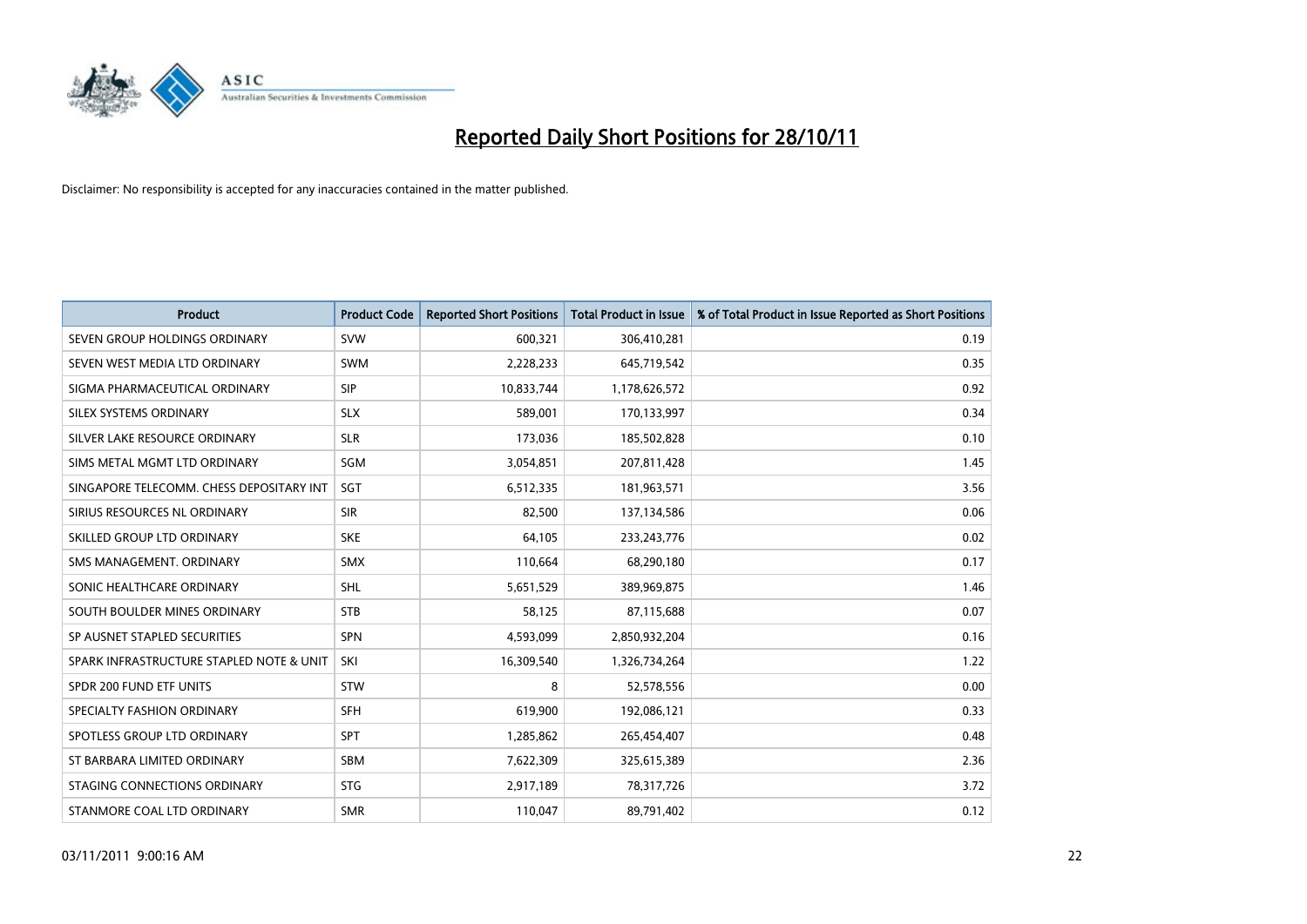# Reported Daily Short Positions for 28/10/11

Disclaimer: No responsibility is accepted for any inaccuracies contained in the matter published.

| Product | Product Code | Reported Short Positions | Total Product in Issue | % of Total Product in Issue Reported as Short Positions |
|---|---|---|---|---|
| SEVEN GROUP HOLDINGS ORDINARY | SVW | 600,321 | 306,410,281 | 0.19 |
| SEVEN WEST MEDIA LTD ORDINARY | SWM | 2,228,233 | 645,719,542 | 0.35 |
| SIGMA PHARMACEUTICAL ORDINARY | SIP | 10,833,744 | 1,178,626,572 | 0.92 |
| SILEX SYSTEMS ORDINARY | SLX | 589,001 | 170,133,997 | 0.34 |
| SILVER LAKE RESOURCE ORDINARY | SLR | 173,036 | 185,502,828 | 0.10 |
| SIMS METAL MGMT LTD ORDINARY | SGM | 3,054,851 | 207,811,428 | 1.45 |
| SINGAPORE TELECOMM. CHESS DEPOSITARY INT | SGT | 6,512,335 | 181,963,571 | 3.56 |
| SIRIUS RESOURCES NL ORDINARY | SIR | 82,500 | 137,134,586 | 0.06 |
| SKILLED GROUP LTD ORDINARY | SKE | 64,105 | 233,243,776 | 0.02 |
| SMS MANAGEMENT. ORDINARY | SMX | 110,664 | 68,290,180 | 0.17 |
| SONIC HEALTHCARE ORDINARY | SHL | 5,651,529 | 389,969,875 | 1.46 |
| SOUTH BOULDER MINES ORDINARY | STB | 58,125 | 87,115,688 | 0.07 |
| SP AUSNET STAPLED SECURITIES | SPN | 4,593,099 | 2,850,932,204 | 0.16 |
| SPARK INFRASTRUCTURE STAPLED NOTE & UNIT | SKI | 16,309,540 | 1,326,734,264 | 1.22 |
| SPDR 200 FUND ETF UNITS | STW | 8 | 52,578,556 | 0.00 |
| SPECIALTY FASHION ORDINARY | SFH | 619,900 | 192,086,121 | 0.33 |
| SPOTLESS GROUP LTD ORDINARY | SPT | 1,285,862 | 265,454,407 | 0.48 |
| ST BARBARA LIMITED ORDINARY | SBM | 7,622,309 | 325,615,389 | 2.36 |
| STAGING CONNECTIONS ORDINARY | STG | 2,917,189 | 78,317,726 | 3.72 |
| STANMORE COAL LTD ORDINARY | SMR | 110,047 | 89,791,402 | 0.12 |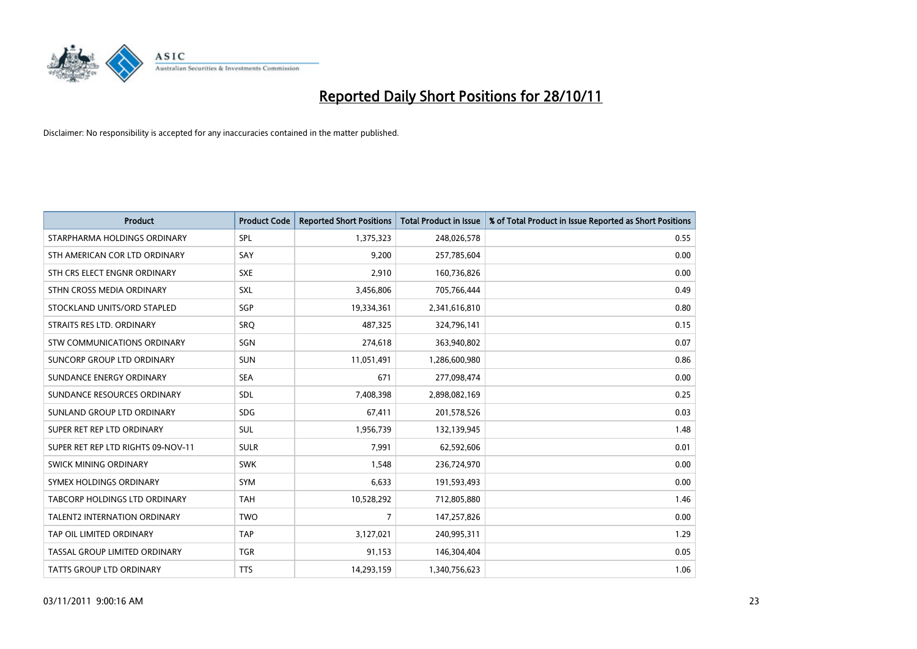# Reported Daily Short Positions for 28/10/11

Disclaimer: No responsibility is accepted for any inaccuracies contained in the matter published.

| Product | Product Code | Reported Short Positions | Total Product in Issue | % of Total Product in Issue Reported as Short Positions |
|---|---|---|---|---|
| STARPHARMA HOLDINGS ORDINARY | SPL | 1,375,323 | 248,026,578 | 0.55 |
| STH AMERICAN COR LTD ORDINARY | SAY | 9,200 | 257,785,604 | 0.00 |
| STH CRS ELECT ENGNR ORDINARY | SXE | 2,910 | 160,736,826 | 0.00 |
| STHN CROSS MEDIA ORDINARY | SXL | 3,456,806 | 705,766,444 | 0.49 |
| STOCKLAND UNITS/ORD STAPLED | SGP | 19,334,361 | 2,341,616,810 | 0.80 |
| STRAITS RES LTD. ORDINARY | SRQ | 487,325 | 324,796,141 | 0.15 |
| STW COMMUNICATIONS ORDINARY | SGN | 274,618 | 363,940,802 | 0.07 |
| SUNCORP GROUP LTD ORDINARY | SUN | 11,051,491 | 1,286,600,980 | 0.86 |
| SUNDANCE ENERGY ORDINARY | SEA | 671 | 277,098,474 | 0.00 |
| SUNDANCE RESOURCES ORDINARY | SDL | 7,408,398 | 2,898,082,169 | 0.25 |
| SUNLAND GROUP LTD ORDINARY | SDG | 67,411 | 201,578,526 | 0.03 |
| SUPER RET REP LTD ORDINARY | SUL | 1,956,739 | 132,139,945 | 1.48 |
| SUPER RET REP LTD RIGHTS 09-NOV-11 | SULR | 7,991 | 62,592,606 | 0.01 |
| SWICK MINING ORDINARY | SWK | 1,548 | 236,724,970 | 0.00 |
| SYMEX HOLDINGS ORDINARY | SYM | 6,633 | 191,593,493 | 0.00 |
| TABCORP HOLDINGS LTD ORDINARY | TAH | 10,528,292 | 712,805,880 | 1.46 |
| TALENT2 INTERNATION ORDINARY | TWO | 7 | 147,257,826 | 0.00 |
| TAP OIL LIMITED ORDINARY | TAP | 3,127,021 | 240,995,311 | 1.29 |
| TASSAL GROUP LIMITED ORDINARY | TGR | 91,153 | 146,304,404 | 0.05 |
| TATTS GROUP LTD ORDINARY | TTS | 14,293,159 | 1,340,756,623 | 1.06 |

03/11/2011 9:00:16 AM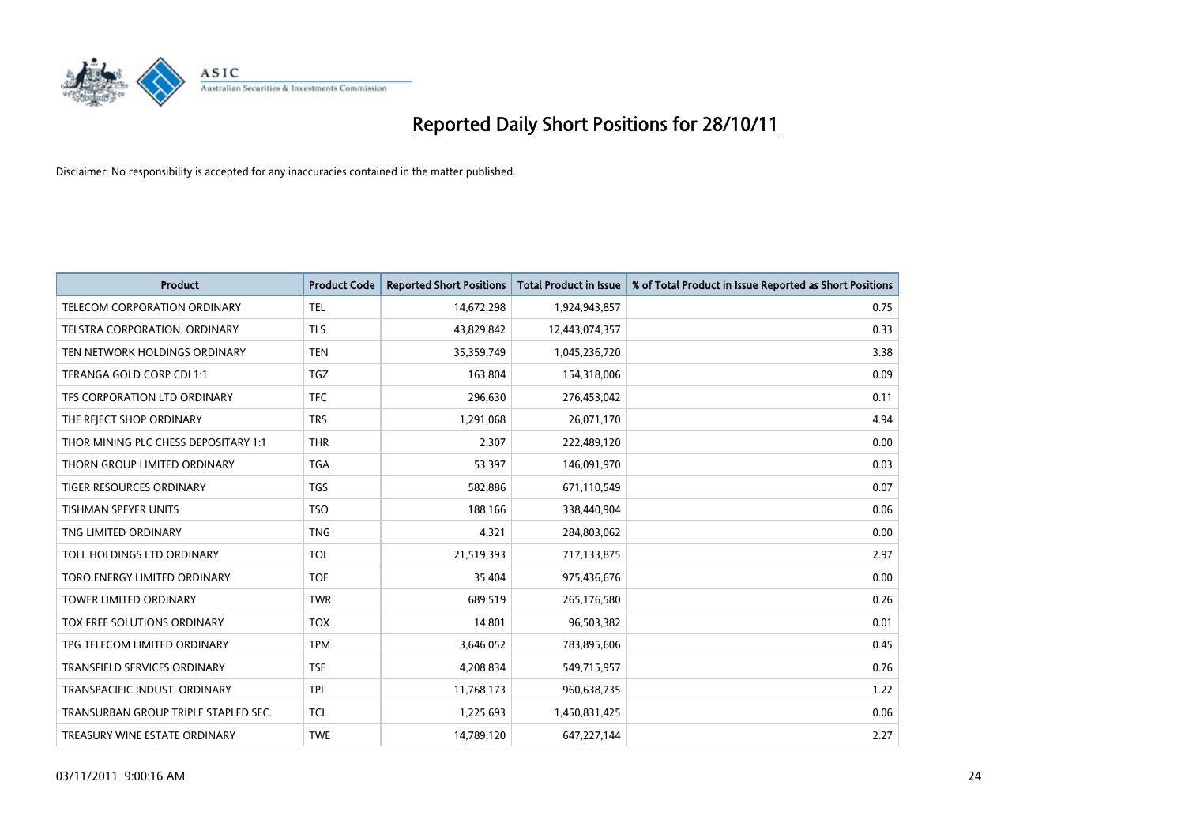# Reported Daily Short Positions for 28/10/11

Disclaimer: No responsibility is accepted for any inaccuracies contained in the matter published.

| Product | Product Code | Reported Short Positions | Total Product in Issue | % of Total Product in Issue Reported as Short Positions |
|---|---|---|---|---|
| TELECOM CORPORATION ORDINARY | TEL | 14,672,298 | 1,924,943,857 | 0.75 |
| TELSTRA CORPORATION. ORDINARY | TLS | 43,829,842 | 12,443,074,357 | 0.33 |
| TEN NETWORK HOLDINGS ORDINARY | TEN | 35,359,749 | 1,045,236,720 | 3.38 |
| TERANGA GOLD CORP CDI 1:1 | TGZ | 163,804 | 154,318,006 | 0.09 |
| TFS CORPORATION LTD ORDINARY | TFC | 296,630 | 276,453,042 | 0.11 |
| THE REJECT SHOP ORDINARY | TRS | 1,291,068 | 26,071,170 | 4.94 |
| THOR MINING PLC CHESS DEPOSITARY 1:1 | THR | 2,307 | 222,489,120 | 0.00 |
| THORN GROUP LIMITED ORDINARY | TGA | 53,397 | 146,091,970 | 0.03 |
| TIGER RESOURCES ORDINARY | TGS | 582,886 | 671,110,549 | 0.07 |
| TISHMAN SPEYER UNITS | TSO | 188,166 | 338,440,904 | 0.06 |
| TNG LIMITED ORDINARY | TNG | 4,321 | 284,803,062 | 0.00 |
| TOLL HOLDINGS LTD ORDINARY | TOL | 21,519,393 | 717,133,875 | 2.97 |
| TORO ENERGY LIMITED ORDINARY | TOE | 35,404 | 975,436,676 | 0.00 |
| TOWER LIMITED ORDINARY | TWR | 689,519 | 265,176,580 | 0.26 |
| TOX FREE SOLUTIONS ORDINARY | TOX | 14,801 | 96,503,382 | 0.01 |
| TPG TELECOM LIMITED ORDINARY | TPM | 3,646,052 | 783,895,606 | 0.45 |
| TRANSFIELD SERVICES ORDINARY | TSE | 4,208,834 | 549,715,957 | 0.76 |
| TRANSPACIFIC INDUST. ORDINARY | TPI | 11,768,173 | 960,638,735 | 1.22 |
| TRANSURBAN GROUP TRIPLE STAPLED SEC. | TCL | 1,225,693 | 1,450,831,425 | 0.06 |
| TREASURY WINE ESTATE ORDINARY | TWE | 14,789,120 | 647,227,144 | 2.27 |

03/11/2011 9:00:16 AM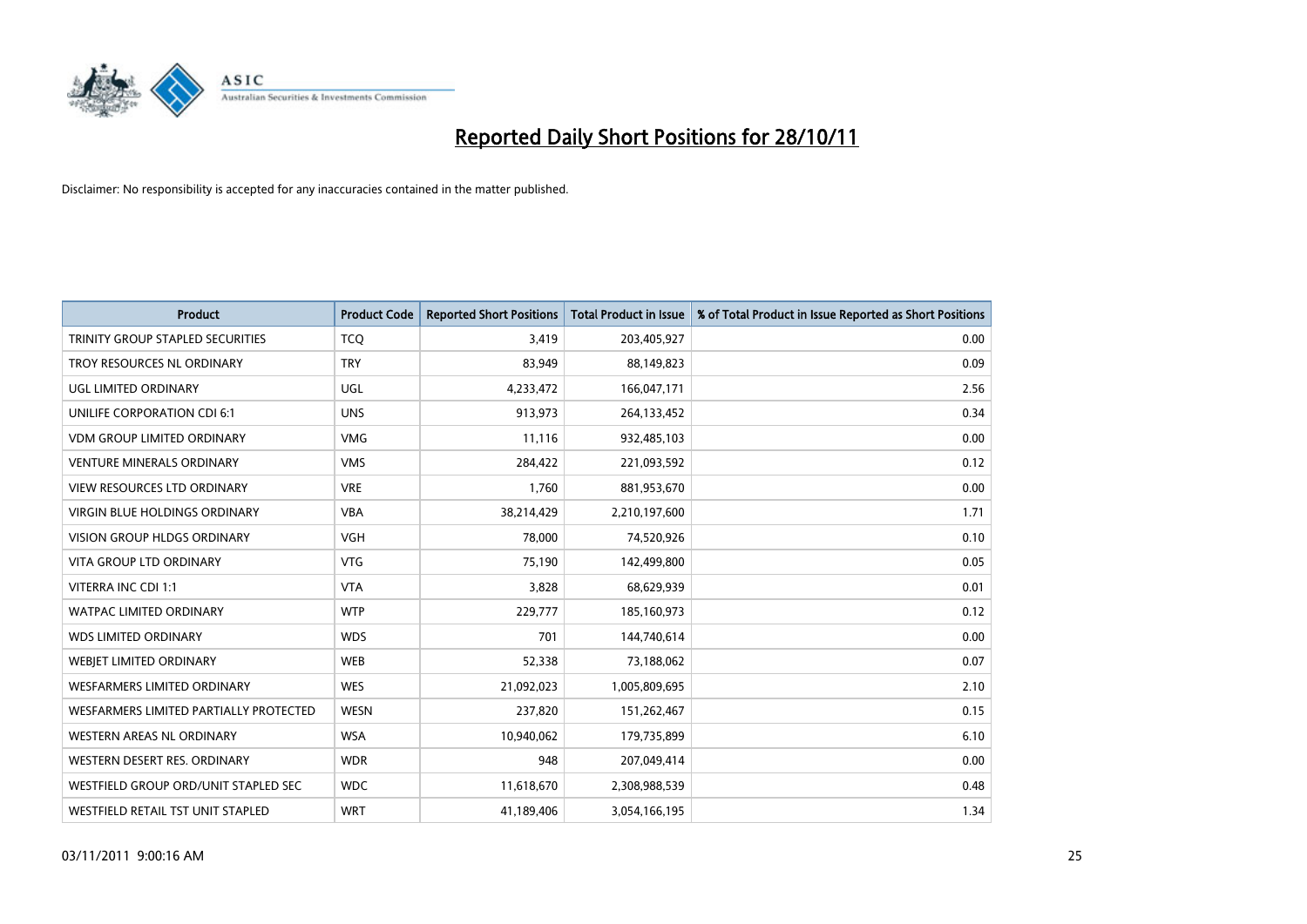# Reported Daily Short Positions for 28/10/11

Disclaimer: No responsibility is accepted for any inaccuracies contained in the matter published.

| Product | Product Code | Reported Short Positions | Total Product in Issue | % of Total Product in Issue Reported as Short Positions |
|---|---|---|---|---|
| TRINITY GROUP STAPLED SECURITIES | TCQ | 3,419 | 203,405,927 | 0.00 |
| TROY RESOURCES NL ORDINARY | TRY | 83,949 | 88,149,823 | 0.09 |
| UGL LIMITED ORDINARY | UGL | 4,233,472 | 166,047,171 | 2.56 |
| UNILIFE CORPORATION CDI 6:1 | UNS | 913,973 | 264,133,452 | 0.34 |
| VDM GROUP LIMITED ORDINARY | VMG | 11,116 | 932,485,103 | 0.00 |
| VENTURE MINERALS ORDINARY | VMS | 284,422 | 221,093,592 | 0.12 |
| VIEW RESOURCES LTD ORDINARY | VRE | 1,760 | 881,953,670 | 0.00 |
| VIRGIN BLUE HOLDINGS ORDINARY | VBA | 38,214,429 | 2,210,197,600 | 1.71 |
| VISION GROUP HLDGS ORDINARY | VGH | 78,000 | 74,520,926 | 0.10 |
| VITA GROUP LTD ORDINARY | VTG | 75,190 | 142,499,800 | 0.05 |
| VITERRA INC CDI 1:1 | VTA | 3,828 | 68,629,939 | 0.01 |
| WATPAC LIMITED ORDINARY | WTP | 229,777 | 185,160,973 | 0.12 |
| WDS LIMITED ORDINARY | WDS | 701 | 144,740,614 | 0.00 |
| WEBJET LIMITED ORDINARY | WEB | 52,338 | 73,188,062 | 0.07 |
| WESFARMERS LIMITED ORDINARY | WES | 21,092,023 | 1,005,809,695 | 2.10 |
| WESFARMERS LIMITED PARTIALLY PROTECTED | WESN | 237,820 | 151,262,467 | 0.15 |
| WESTERN AREAS NL ORDINARY | WSA | 10,940,062 | 179,735,899 | 6.10 |
| WESTERN DESERT RES. ORDINARY | WDR | 948 | 207,049,414 | 0.00 |
| WESTFIELD GROUP ORD/UNIT STAPLED SEC | WDC | 11,618,670 | 2,308,988,539 | 0.48 |
| WESTFIELD RETAIL TST UNIT STAPLED | WRT | 41,189,406 | 3,054,166,195 | 1.34 |

03/11/2011 9:00:16 AM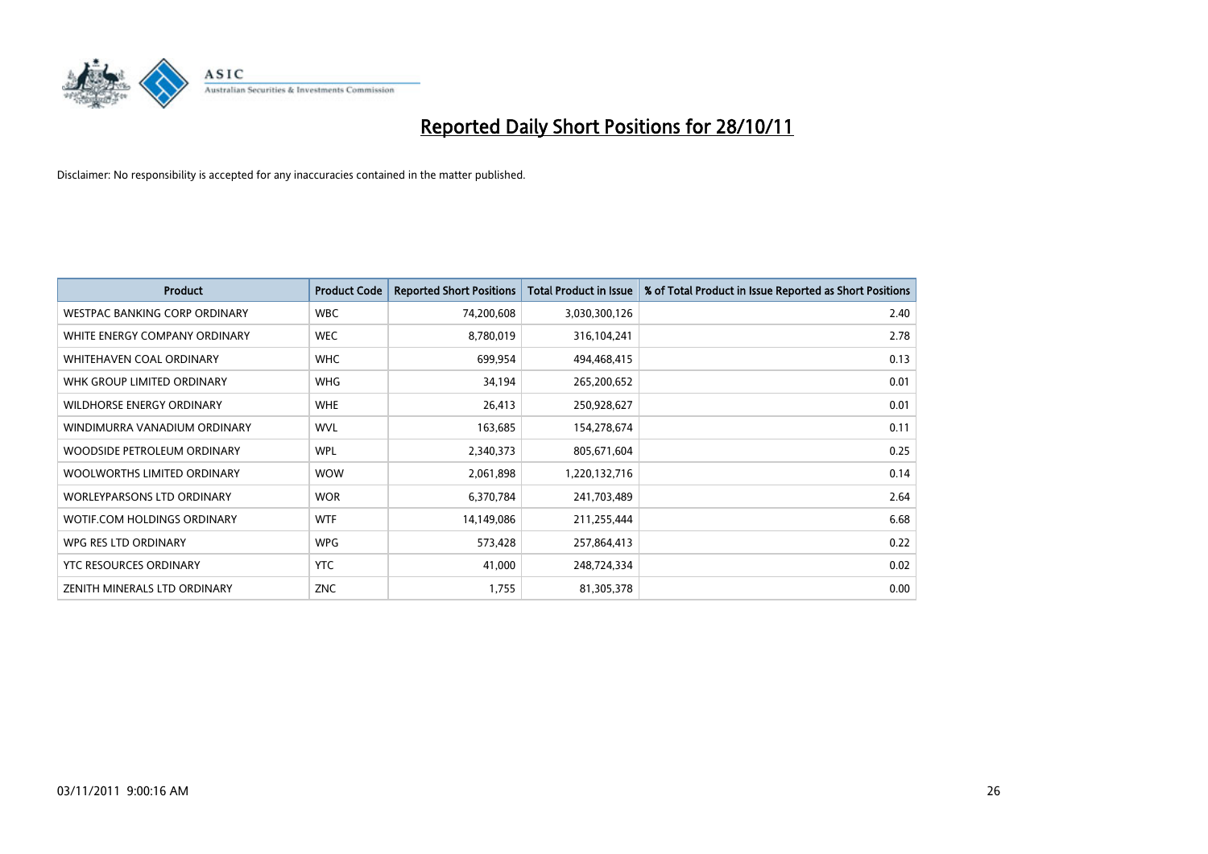# Reported Daily Short Positions for 28/10/11

Disclaimer: No responsibility is accepted for any inaccuracies contained in the matter published.

| Product | Product Code | Reported Short Positions | Total Product in Issue | % of Total Product in Issue Reported as Short Positions |
| --- | --- | --- | --- | --- |
| WESTPAC BANKING CORP ORDINARY | WBC | 74,200,608 | 3,030,300,126 | 2.40 |
| WHITE ENERGY COMPANY ORDINARY | WEC | 8,780,019 | 316,104,241 | 2.78 |
| WHITEHAVEN COAL ORDINARY | WHC | 699,954 | 494,468,415 | 0.13 |
| WHK GROUP LIMITED ORDINARY | WHG | 34,194 | 265,200,652 | 0.01 |
| WILDHORSE ENERGY ORDINARY | WHE | 26,413 | 250,928,627 | 0.01 |
| WINDIMURRA VANADIUM ORDINARY | WVL | 163,685 | 154,278,674 | 0.11 |
| WOODSIDE PETROLEUM ORDINARY | WPL | 2,340,373 | 805,671,604 | 0.25 |
| WOOLWORTHS LIMITED ORDINARY | WOW | 2,061,898 | 1,220,132,716 | 0.14 |
| WORLEYPARSONS LTD ORDINARY | WOR | 6,370,784 | 241,703,489 | 2.64 |
| WOTIF.COM HOLDINGS ORDINARY | WTF | 14,149,086 | 211,255,444 | 6.68 |
| WPG RES LTD ORDINARY | WPG | 573,428 | 257,864,413 | 0.22 |
| YTC RESOURCES ORDINARY | YTC | 41,000 | 248,724,334 | 0.02 |
| ZENITH MINERALS LTD ORDINARY | ZNC | 1,755 | 81,305,378 | 0.00 |

03/11/2011 9:00:16 AM